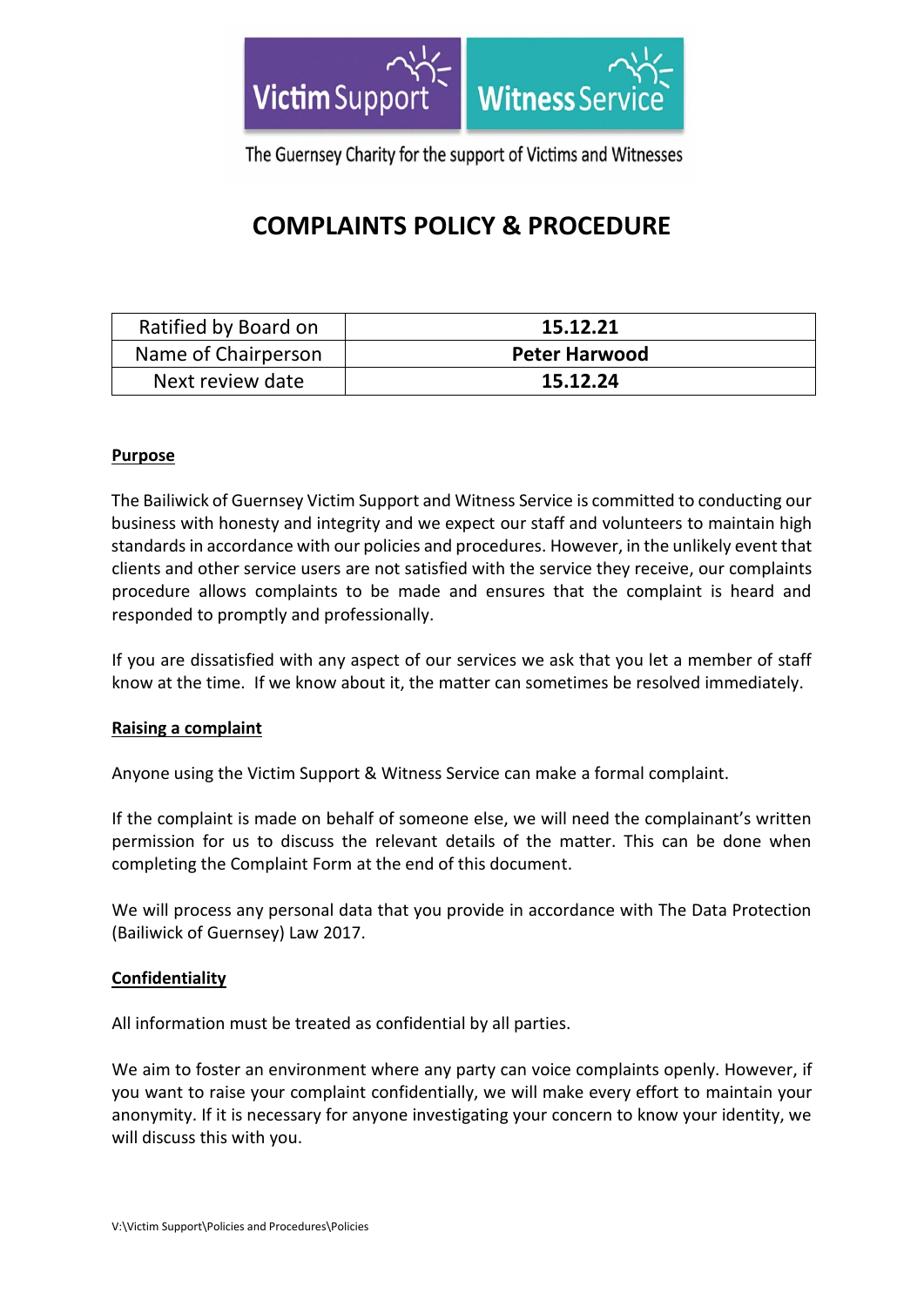Victim Support | Witness Service

The Guernsey Charity for the support of Victims and Witnesses

# COMPLAINTS POLICY & PROCEDURE

| Ratified by Board on | **15.12.21** |
|---|---|
| Name of Chairperson | **Peter Harwood** |
| Next review date | **15.12.24** |

## Purpose

The Bailiwick of Guernsey Victim Support and Witness Service is committed to conducting our business with honesty and integrity and we expect our staff and volunteers to maintain high standards in accordance with our policies and procedures. However, in the unlikely event that clients and other service users are not satisfied with the service they receive, our complaints procedure allows complaints to be made and ensures that the complaint is heard and responded to promptly and professionally.

If you are dissatisfied with any aspect of our services we ask that you let a member of staff know at the time. If we know about it, the matter can sometimes be resolved immediately.

## Raising a complaint

Anyone using the Victim Support & Witness Service can make a formal complaint.

If the complaint is made on behalf of someone else, we will need the complainant's written permission for us to discuss the relevant details of the matter. This can be done when completing the Complaint Form at the end of this document.

We will process any personal data that you provide in accordance with The Data Protection (Bailiwick of Guernsey) Law 2017.

## Confidentiality

All information must be treated as confidential by all parties.

We aim to foster an environment where any party can voice complaints openly. However, if you want to raise your complaint confidentially, we will make every effort to maintain your anonymity. If it is necessary for anyone investigating your concern to know your identity, we will discuss this with you.

V:\Victim Support\Policies and Procedures\Policies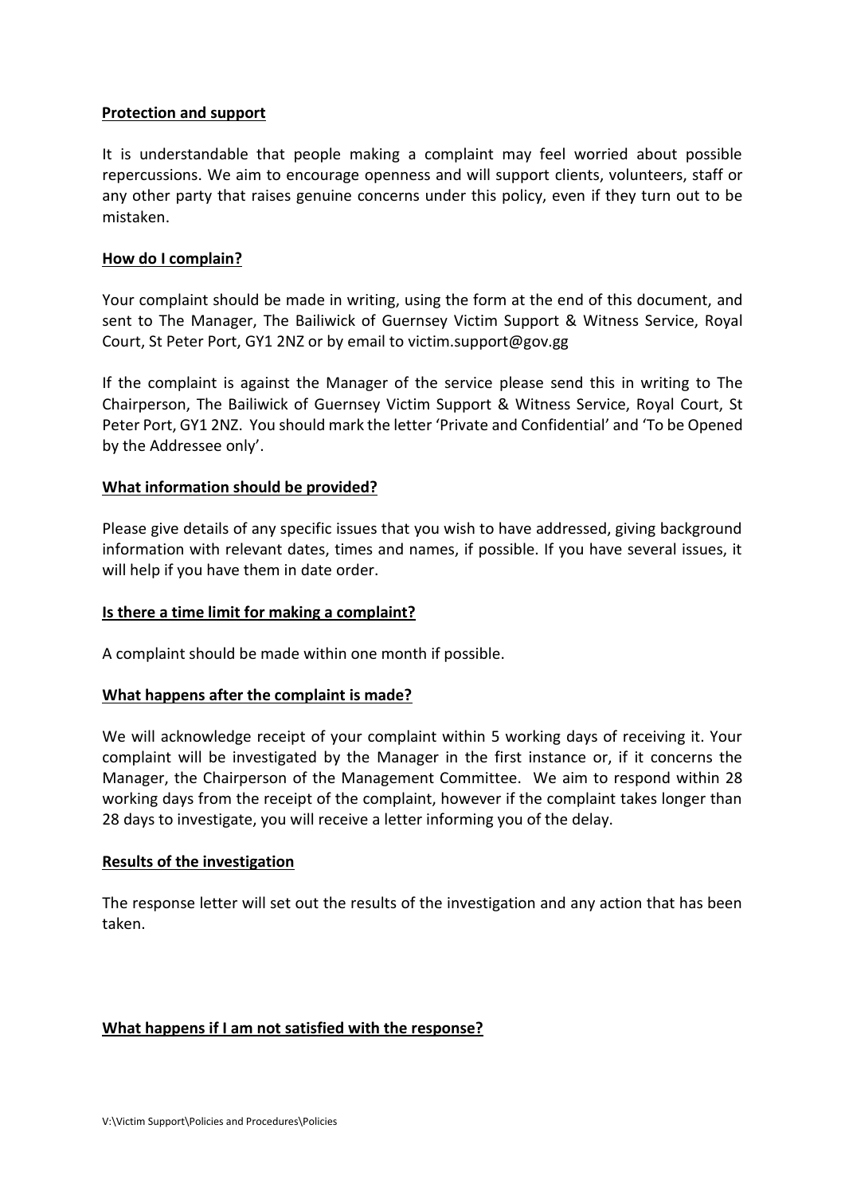**Protection and support**

It is understandable that people making a complaint may feel worried about possible repercussions. We aim to encourage openness and will support clients, volunteers, staff or any other party that raises genuine concerns under this policy, even if they turn out to be mistaken.

**How do I complain?**

Your complaint should be made in writing, using the form at the end of this document, and sent to The Manager, The Bailiwick of Guernsey Victim Support & Witness Service, Royal Court, St Peter Port, GY1 2NZ or by email to victim.support@gov.gg

If the complaint is against the Manager of the service please send this in writing to The Chairperson, The Bailiwick of Guernsey Victim Support & Witness Service, Royal Court, St Peter Port, GY1 2NZ. You should mark the letter 'Private and Confidential' and 'To be Opened by the Addressee only'.

**What information should be provided?**

Please give details of any specific issues that you wish to have addressed, giving background information with relevant dates, times and names, if possible. If you have several issues, it will help if you have them in date order.

**Is there a time limit for making a complaint?**

A complaint should be made within one month if possible.

**What happens after the complaint is made?**

We will acknowledge receipt of your complaint within 5 working days of receiving it. Your complaint will be investigated by the Manager in the first instance or, if it concerns the Manager, the Chairperson of the Management Committee. We aim to respond within 28 working days from the receipt of the complaint, however if the complaint takes longer than 28 days to investigate, you will receive a letter informing you of the delay.

**Results of the investigation**

The response letter will set out the results of the investigation and any action that has been taken.

**What happens if I am not satisfied with the response?**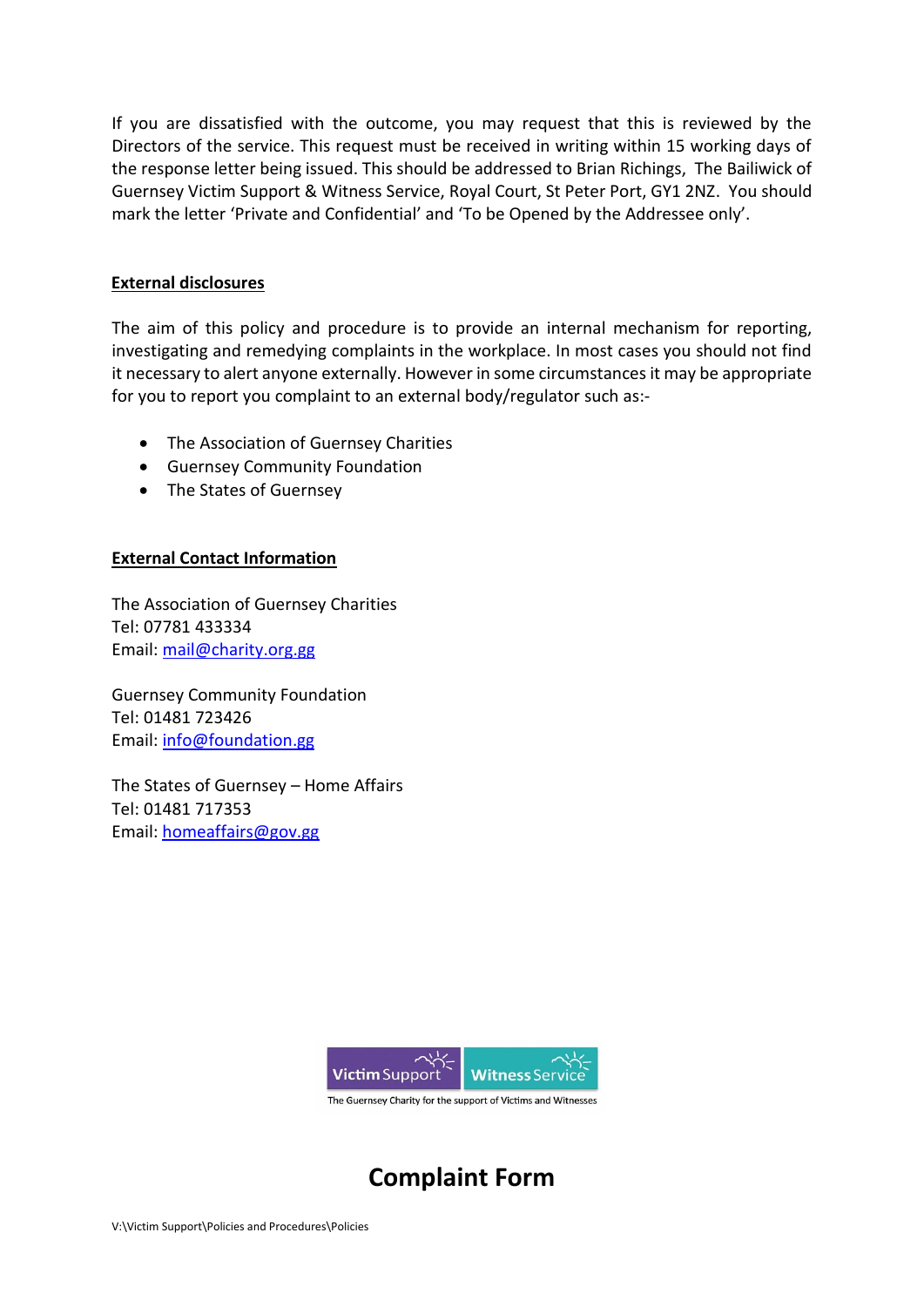If you are dissatisfied with the outcome, you may request that this is reviewed by the Directors of the service. This request must be received in writing within 15 working days of the response letter being issued. This should be addressed to Brian Richings, The Bailiwick of Guernsey Victim Support & Witness Service, Royal Court, St Peter Port, GY1 2NZ. You should mark the letter 'Private and Confidential' and 'To be Opened by the Addressee only'.

## External disclosures

The aim of this policy and procedure is to provide an internal mechanism for reporting, investigating and remedying complaints in the workplace. In most cases you should not find it necessary to alert anyone externally. However in some circumstances it may be appropriate for you to report you complaint to an external body/regulator such as:-

- The Association of Guernsey Charities
- Guernsey Community Foundation
- The States of Guernsey

## External Contact Information

The Association of Guernsey Charities
Tel: 07781 433334
Email: mail@charity.org.gg

Guernsey Community Foundation
Tel: 01481 723426
Email: info@foundation.gg

The States of Guernsey – Home Affairs
Tel: 01481 717353
Email: homeaffairs@gov.gg

Victim Support | Witness Service
The Guernsey Charity for the support of Victims and Witnesses

# Complaint Form

V:\Victim Support\Policies and Procedures\Policies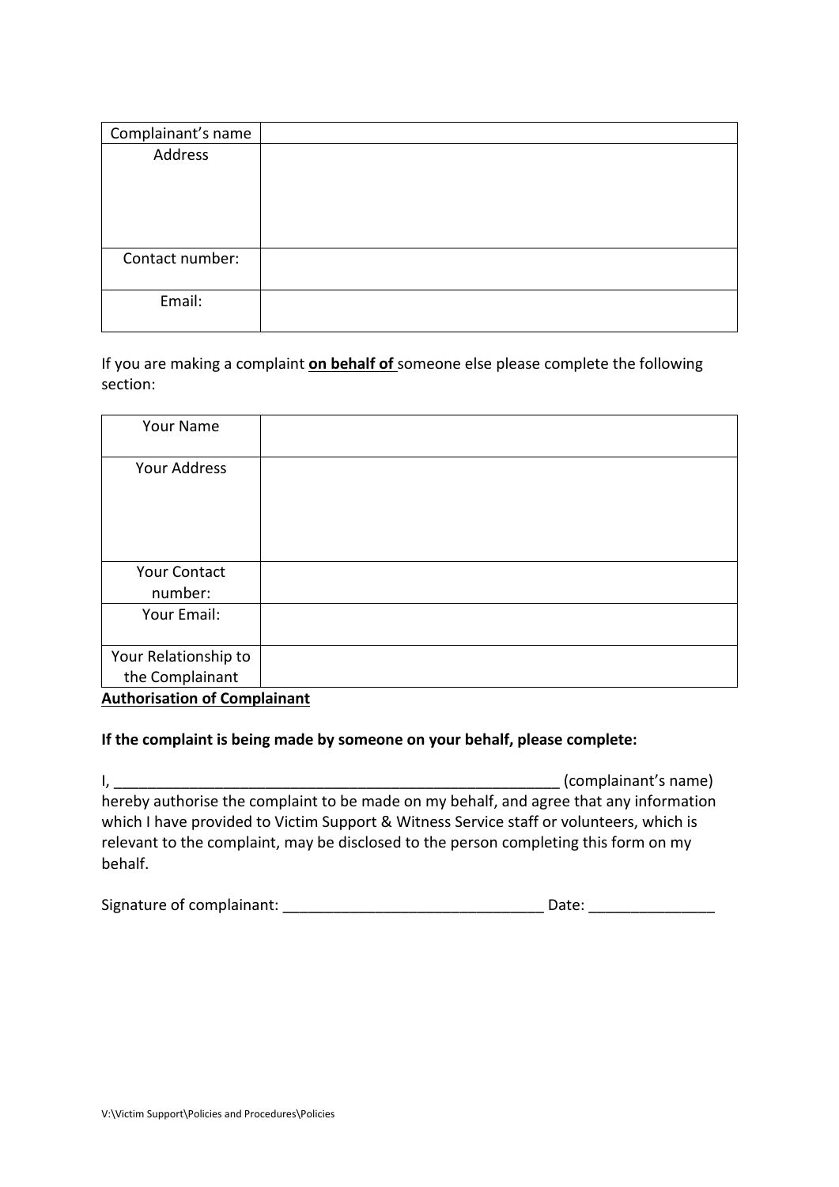| Complainant's name | |
|---|---|
| Address | |
| Contact number: | |
| Email: | |

If you are making a complaint **on behalf of** someone else please complete the following section:

| Your Name | |
|---|---|
| Your Address | |
| Your Contact number: | |
| Your Email: | |
| Your Relationship to the Complainant | |

**Authorisation of Complainant**

**If the complaint is being made by someone on your behalf, please complete:**

I, _______________________________________________________ (complainant's name) hereby authorise the complaint to be made on my behalf, and agree that any information which I have provided to Victim Support & Witness Service staff or volunteers, which is relevant to the complaint, may be disclosed to the person completing this form on my behalf.

Signature of complainant: _______________________________ Date: _______________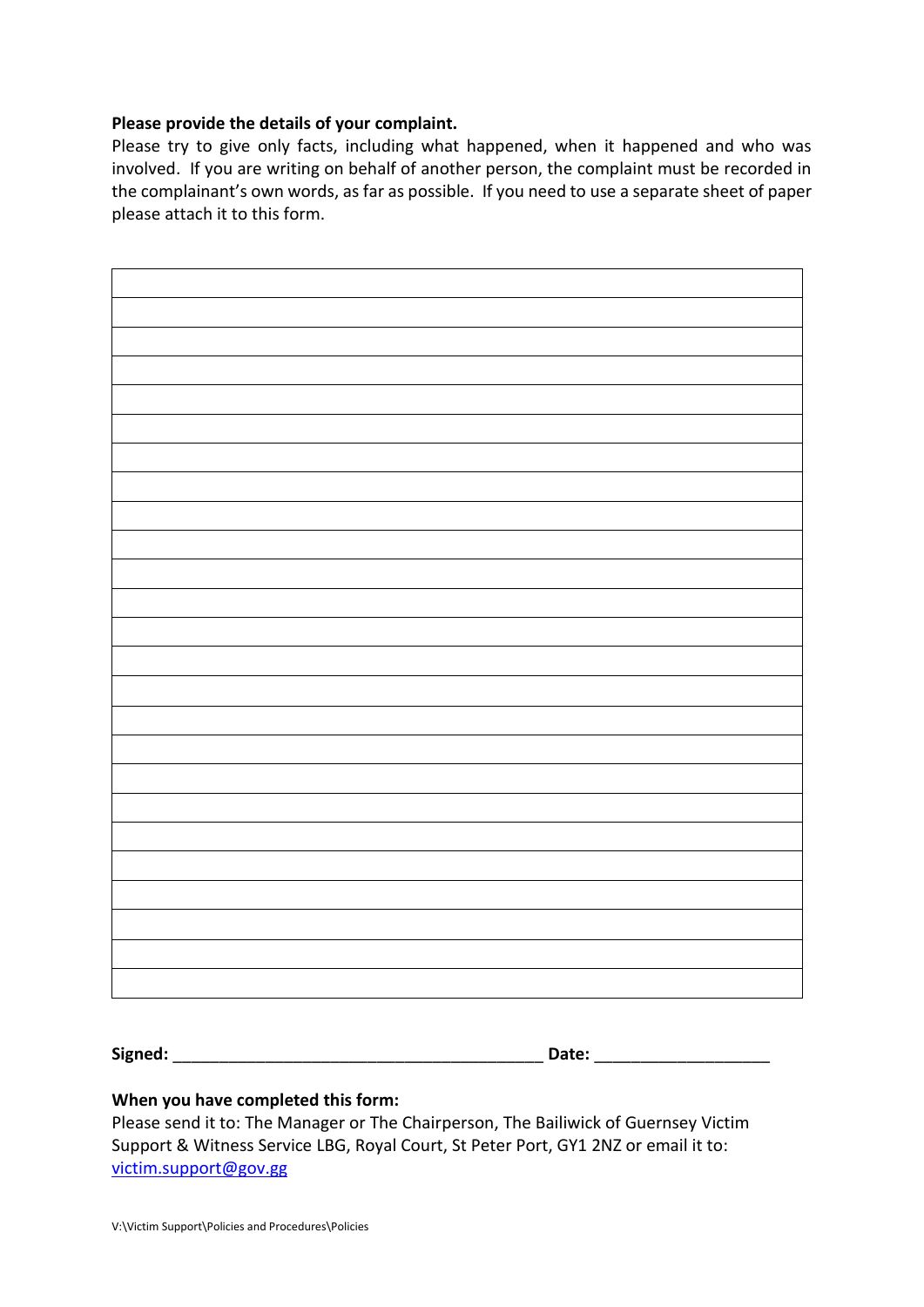**Please provide the details of your complaint.**

Please try to give only facts, including what happened, when it happened and who was involved. If you are writing on behalf of another person, the complaint must be recorded in the complainant's own words, as far as possible. If you need to use a separate sheet of paper please attach it to this form.

|  |
|---|
|  |
|  |
|  |
|  |
|  |
|  |
|  |
|  |
|  |
|  |
|  |
|  |
|  |
|  |
|  |
|  |
|  |
|  |
|  |
|  |
|  |
|  |
|  |
|  |

**Signed:** ________________________________________ **Date:** ___________________

**When you have completed this form:**

Please send it to: The Manager or The Chairperson, The Bailiwick of Guernsey Victim Support & Witness Service LBG, Royal Court, St Peter Port, GY1 2NZ or email it to: victim.support@gov.gg

V:\Victim Support\Policies and Procedures\Policies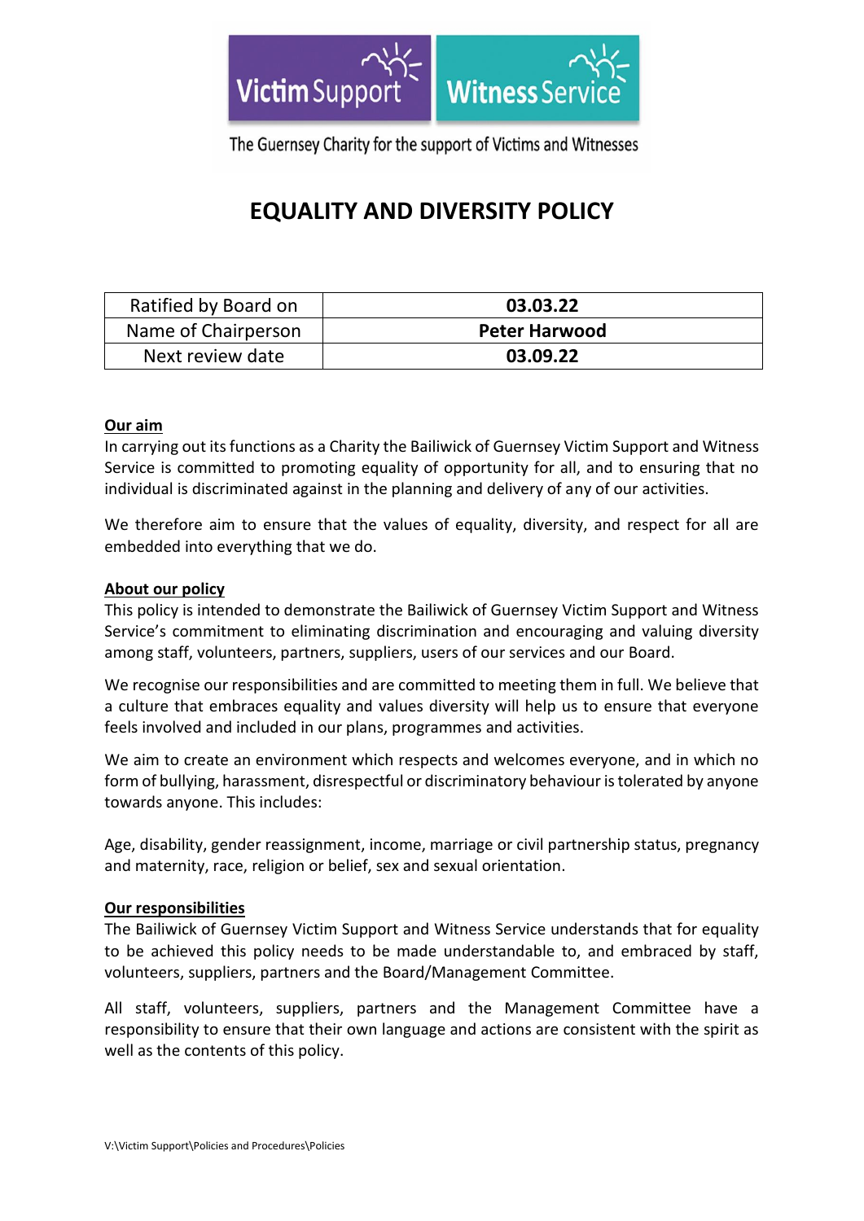Victim Support | Witness Service

The Guernsey Charity for the support of Victims and Witnesses

# EQUALITY AND DIVERSITY POLICY

| Ratified by Board on | **03.03.22** |
|---|---|
| Name of Chairperson | **Peter Harwood** |
| Next review date | **03.09.22** |

**Our aim**

In carrying out its functions as a Charity the Bailiwick of Guernsey Victim Support and Witness Service is committed to promoting equality of opportunity for all, and to ensuring that no individual is discriminated against in the planning and delivery of any of our activities.

We therefore aim to ensure that the values of equality, diversity, and respect for all are embedded into everything that we do.

**About our policy**

This policy is intended to demonstrate the Bailiwick of Guernsey Victim Support and Witness Service's commitment to eliminating discrimination and encouraging and valuing diversity among staff, volunteers, partners, suppliers, users of our services and our Board.

We recognise our responsibilities and are committed to meeting them in full. We believe that a culture that embraces equality and values diversity will help us to ensure that everyone feels involved and included in our plans, programmes and activities.

We aim to create an environment which respects and welcomes everyone, and in which no form of bullying, harassment, disrespectful or discriminatory behaviour is tolerated by anyone towards anyone. This includes:

Age, disability, gender reassignment, income, marriage or civil partnership status, pregnancy and maternity, race, religion or belief, sex and sexual orientation.

**Our responsibilities**

The Bailiwick of Guernsey Victim Support and Witness Service understands that for equality to be achieved this policy needs to be made understandable to, and embraced by staff, volunteers, suppliers, partners and the Board/Management Committee.

All staff, volunteers, suppliers, partners and the Management Committee have a responsibility to ensure that their own language and actions are consistent with the spirit as well as the contents of this policy.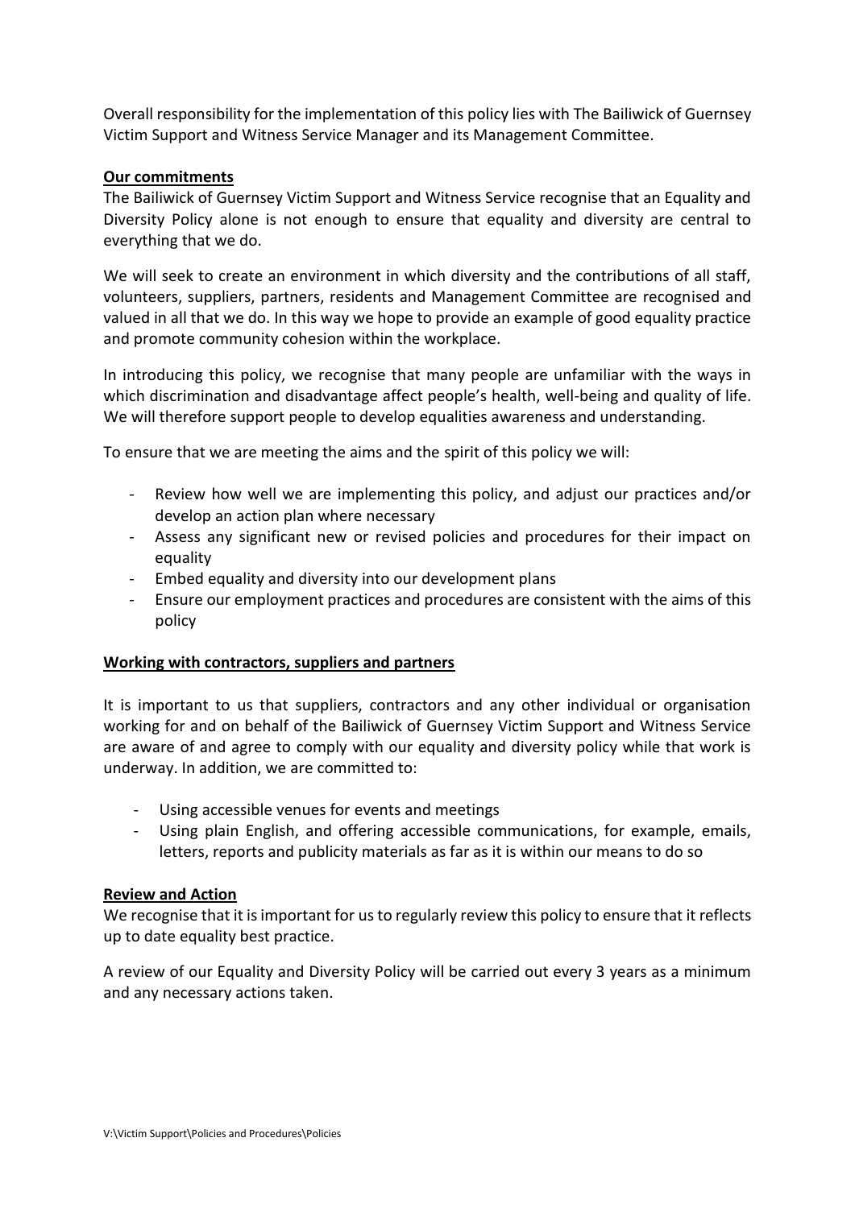Overall responsibility for the implementation of this policy lies with The Bailiwick of Guernsey Victim Support and Witness Service Manager and its Management Committee.

**Our commitments**

The Bailiwick of Guernsey Victim Support and Witness Service recognise that an Equality and Diversity Policy alone is not enough to ensure that equality and diversity are central to everything that we do.

We will seek to create an environment in which diversity and the contributions of all staff, volunteers, suppliers, partners, residents and Management Committee are recognised and valued in all that we do. In this way we hope to provide an example of good equality practice and promote community cohesion within the workplace.

In introducing this policy, we recognise that many people are unfamiliar with the ways in which discrimination and disadvantage affect people's health, well-being and quality of life. We will therefore support people to develop equalities awareness and understanding.

To ensure that we are meeting the aims and the spirit of this policy we will:

- Review how well we are implementing this policy, and adjust our practices and/or develop an action plan where necessary
- Assess any significant new or revised policies and procedures for their impact on equality
- Embed equality and diversity into our development plans
- Ensure our employment practices and procedures are consistent with the aims of this policy

**Working with contractors, suppliers and partners**

It is important to us that suppliers, contractors and any other individual or organisation working for and on behalf of the Bailiwick of Guernsey Victim Support and Witness Service are aware of and agree to comply with our equality and diversity policy while that work is underway. In addition, we are committed to:

- Using accessible venues for events and meetings
- Using plain English, and offering accessible communications, for example, emails, letters, reports and publicity materials as far as it is within our means to do so

**Review and Action**

We recognise that it is important for us to regularly review this policy to ensure that it reflects up to date equality best practice.

A review of our Equality and Diversity Policy will be carried out every 3 years as a minimum and any necessary actions taken.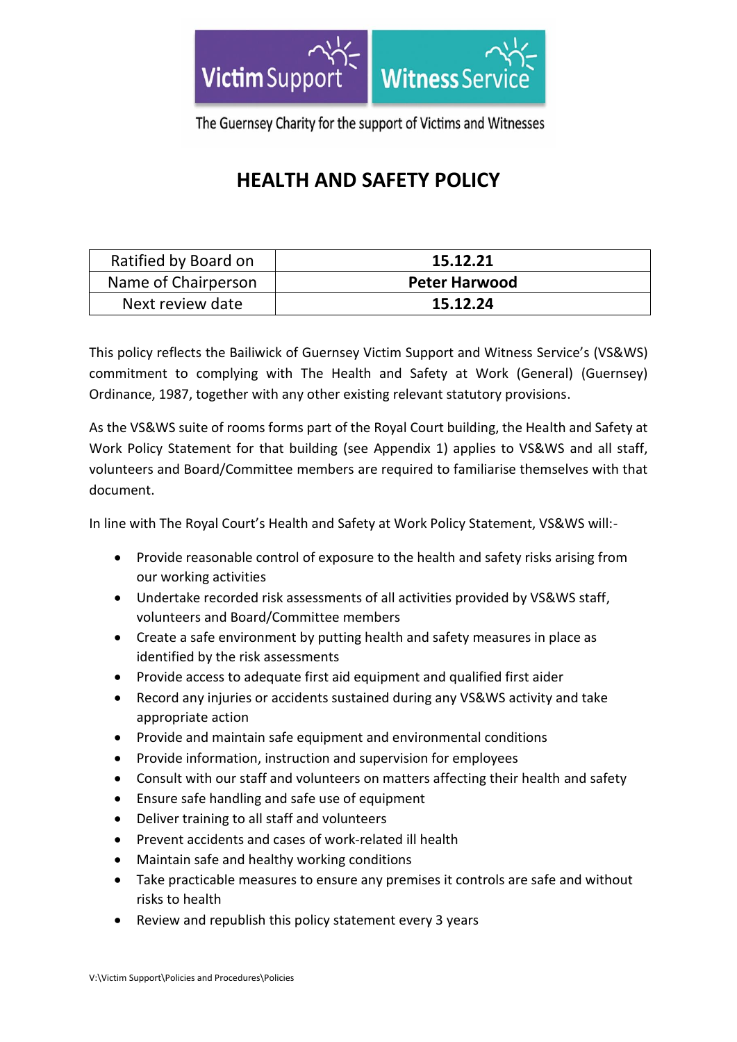Victim Support | Witness Service

The Guernsey Charity for the support of Victims and Witnesses

# HEALTH AND SAFETY POLICY

| Ratified by Board on | **15.12.21** |
|---|---|
| Name of Chairperson | **Peter Harwood** |
| Next review date | **15.12.24** |

This policy reflects the Bailiwick of Guernsey Victim Support and Witness Service's (VS&WS) commitment to complying with The Health and Safety at Work (General) (Guernsey) Ordinance, 1987, together with any other existing relevant statutory provisions.

As the VS&WS suite of rooms forms part of the Royal Court building, the Health and Safety at Work Policy Statement for that building (see Appendix 1) applies to VS&WS and all staff, volunteers and Board/Committee members are required to familiarise themselves with that document.

In line with The Royal Court's Health and Safety at Work Policy Statement, VS&WS will:-

- Provide reasonable control of exposure to the health and safety risks arising from our working activities
- Undertake recorded risk assessments of all activities provided by VS&WS staff, volunteers and Board/Committee members
- Create a safe environment by putting health and safety measures in place as identified by the risk assessments
- Provide access to adequate first aid equipment and qualified first aider
- Record any injuries or accidents sustained during any VS&WS activity and take appropriate action
- Provide and maintain safe equipment and environmental conditions
- Provide information, instruction and supervision for employees
- Consult with our staff and volunteers on matters affecting their health and safety
- Ensure safe handling and safe use of equipment
- Deliver training to all staff and volunteers
- Prevent accidents and cases of work-related ill health
- Maintain safe and healthy working conditions
- Take practicable measures to ensure any premises it controls are safe and without risks to health
- Review and republish this policy statement every 3 years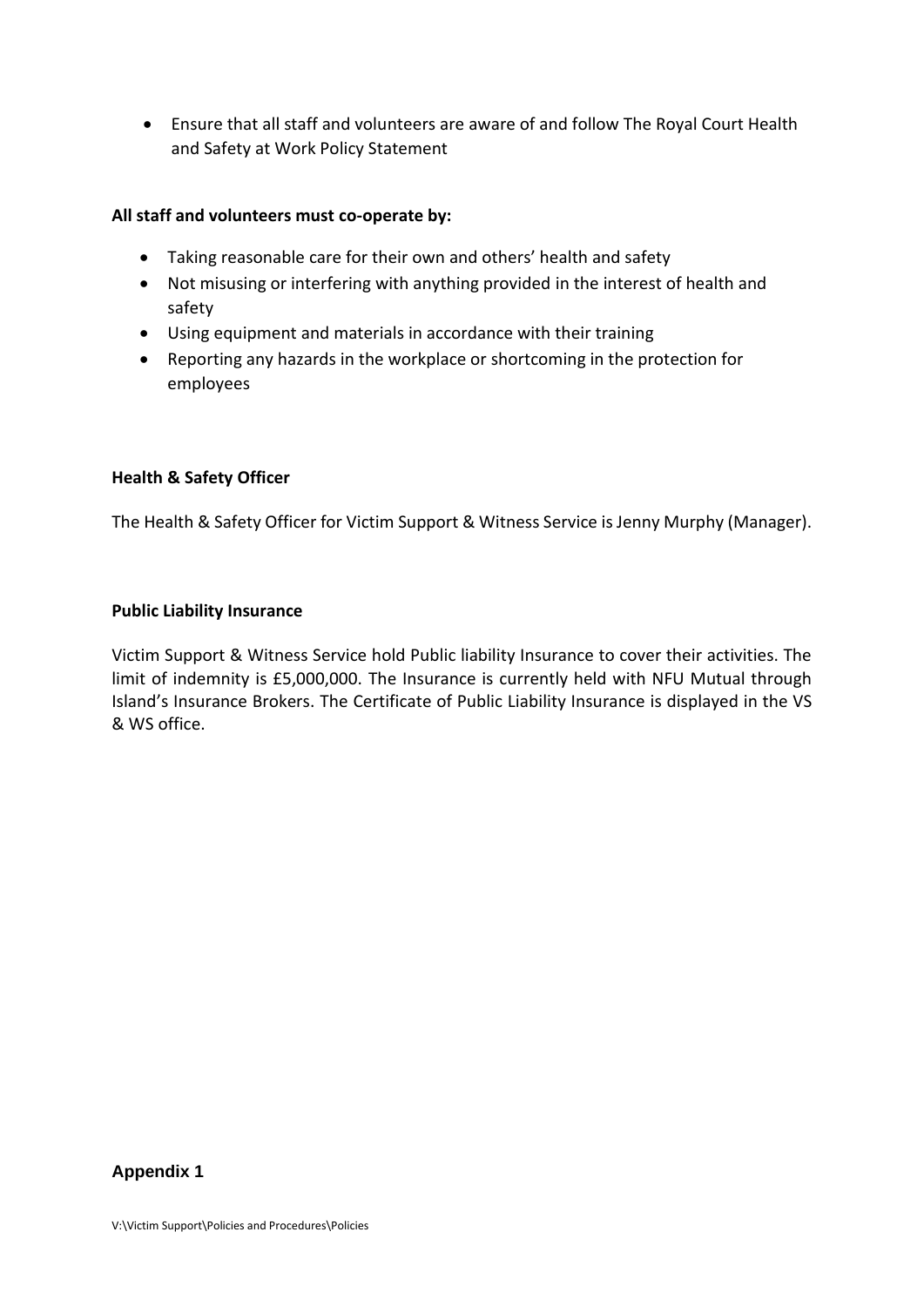- Ensure that all staff and volunteers are aware of and follow The Royal Court Health and Safety at Work Policy Statement

**All staff and volunteers must co-operate by:**

- Taking reasonable care for their own and others' health and safety
- Not misusing or interfering with anything provided in the interest of health and safety
- Using equipment and materials in accordance with their training
- Reporting any hazards in the workplace or shortcoming in the protection for employees

**Health & Safety Officer**

The Health & Safety Officer for Victim Support & Witness Service is Jenny Murphy (Manager).

**Public Liability Insurance**

Victim Support & Witness Service hold Public liability Insurance to cover their activities. The limit of indemnity is £5,000,000. The Insurance is currently held with NFU Mutual through Island's Insurance Brokers. The Certificate of Public Liability Insurance is displayed in the VS & WS office.

**Appendix 1**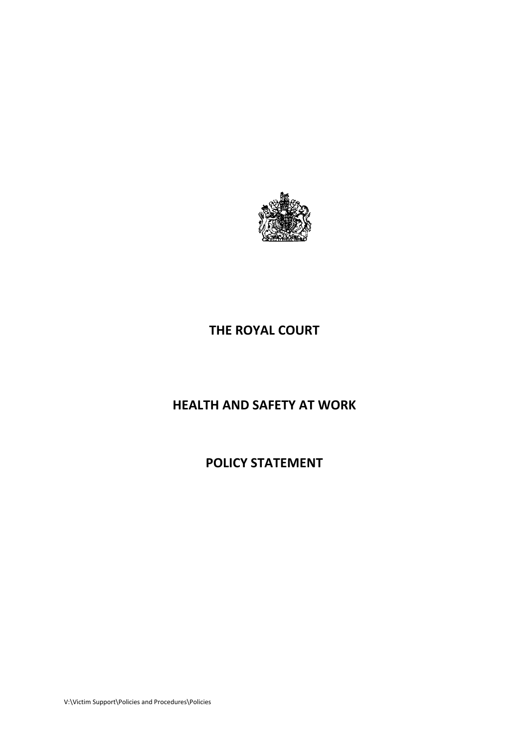# THE ROYAL COURT

# HEALTH AND SAFETY AT WORK

# POLICY STATEMENT

V:\Victim Support\Policies and Procedures\Policies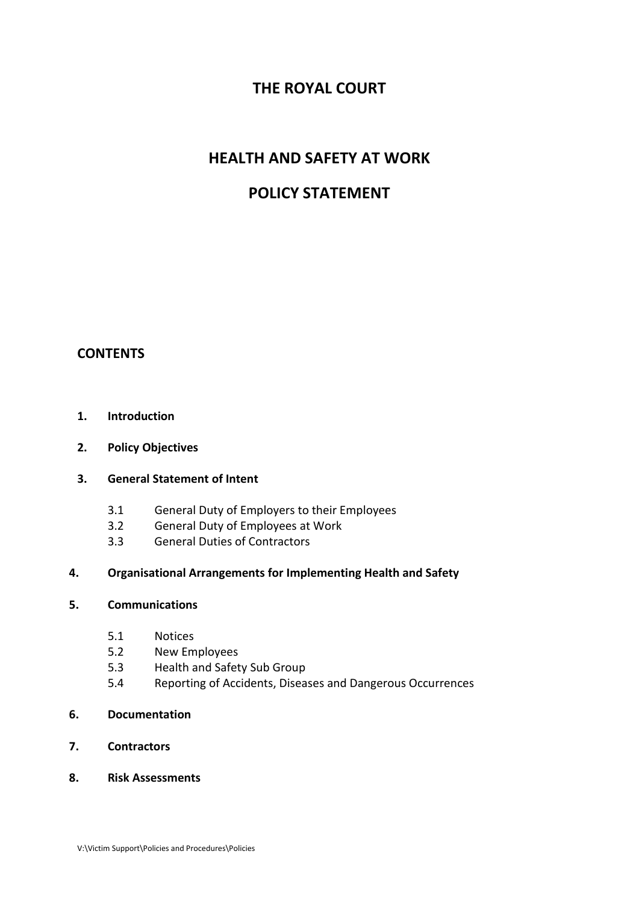# THE ROYAL COURT

## HEALTH AND SAFETY AT WORK

## POLICY STATEMENT

### CONTENTS

**1. Introduction**

**2. Policy Objectives**

**3. General Statement of Intent**

- 3.1 General Duty of Employers to their Employees
- 3.2 General Duty of Employees at Work
- 3.3 General Duties of Contractors

**4. Organisational Arrangements for Implementing Health and Safety**

**5. Communications**

- 5.1 Notices
- 5.2 New Employees
- 5.3 Health and Safety Sub Group
- 5.4 Reporting of Accidents, Diseases and Dangerous Occurrences

**6. Documentation**

**7. Contractors**

**8. Risk Assessments**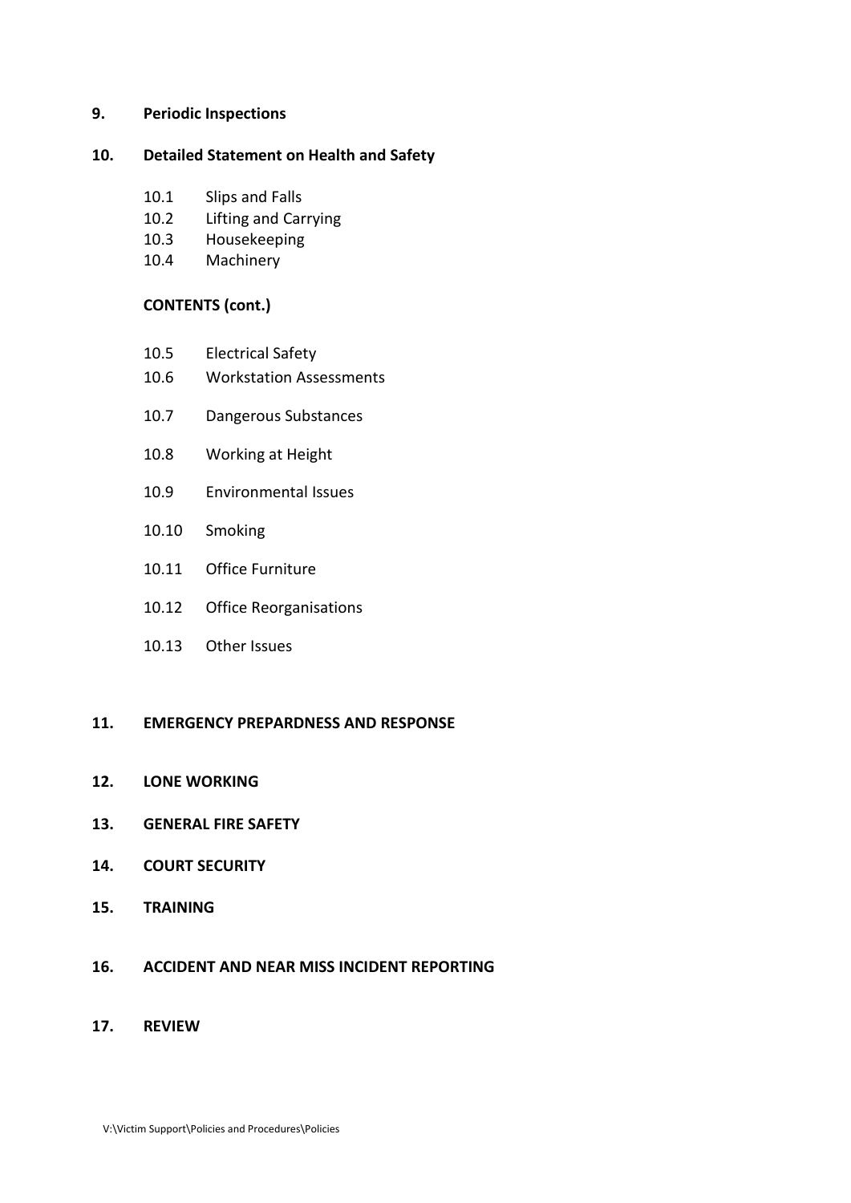**9. Periodic Inspections**

**10. Detailed Statement on Health and Safety**

- 10.1 Slips and Falls
- 10.2 Lifting and Carrying
- 10.3 Housekeeping
- 10.4 Machinery

**CONTENTS (cont.)**

- 10.5 Electrical Safety
- 10.6 Workstation Assessments
- 10.7 Dangerous Substances
- 10.8 Working at Height
- 10.9 Environmental Issues
- 10.10 Smoking
- 10.11 Office Furniture
- 10.12 Office Reorganisations
- 10.13 Other Issues

**11. EMERGENCY PREPARDNESS AND RESPONSE**

**12. LONE WORKING**

**13. GENERAL FIRE SAFETY**

**14. COURT SECURITY**

**15. TRAINING**

**16. ACCIDENT AND NEAR MISS INCIDENT REPORTING**

**17. REVIEW**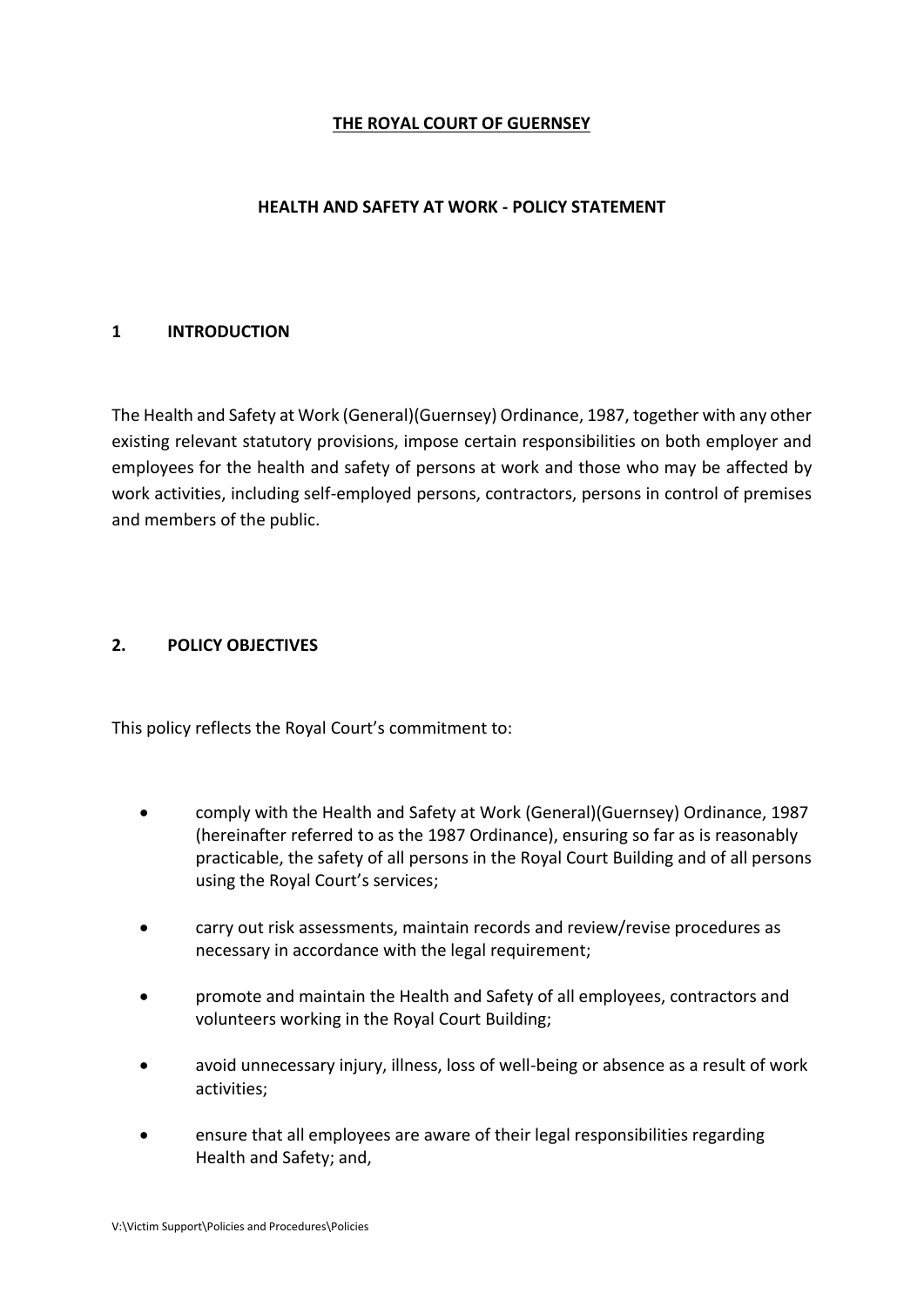# THE ROYAL COURT OF GUERNSEY

## HEALTH AND SAFETY AT WORK - POLICY STATEMENT

## 1 INTRODUCTION

The Health and Safety at Work (General)(Guernsey) Ordinance, 1987, together with any other existing relevant statutory provisions, impose certain responsibilities on both employer and employees for the health and safety of persons at work and those who may be affected by work activities, including self-employed persons, contractors, persons in control of premises and members of the public.

## 2. POLICY OBJECTIVES

This policy reflects the Royal Court's commitment to:

- comply with the Health and Safety at Work (General)(Guernsey) Ordinance, 1987 (hereinafter referred to as the 1987 Ordinance), ensuring so far as is reasonably practicable, the safety of all persons in the Royal Court Building and of all persons using the Royal Court's services;
- carry out risk assessments, maintain records and review/revise procedures as necessary in accordance with the legal requirement;
- promote and maintain the Health and Safety of all employees, contractors and volunteers working in the Royal Court Building;
- avoid unnecessary injury, illness, loss of well-being or absence as a result of work activities;
- ensure that all employees are aware of their legal responsibilities regarding Health and Safety; and,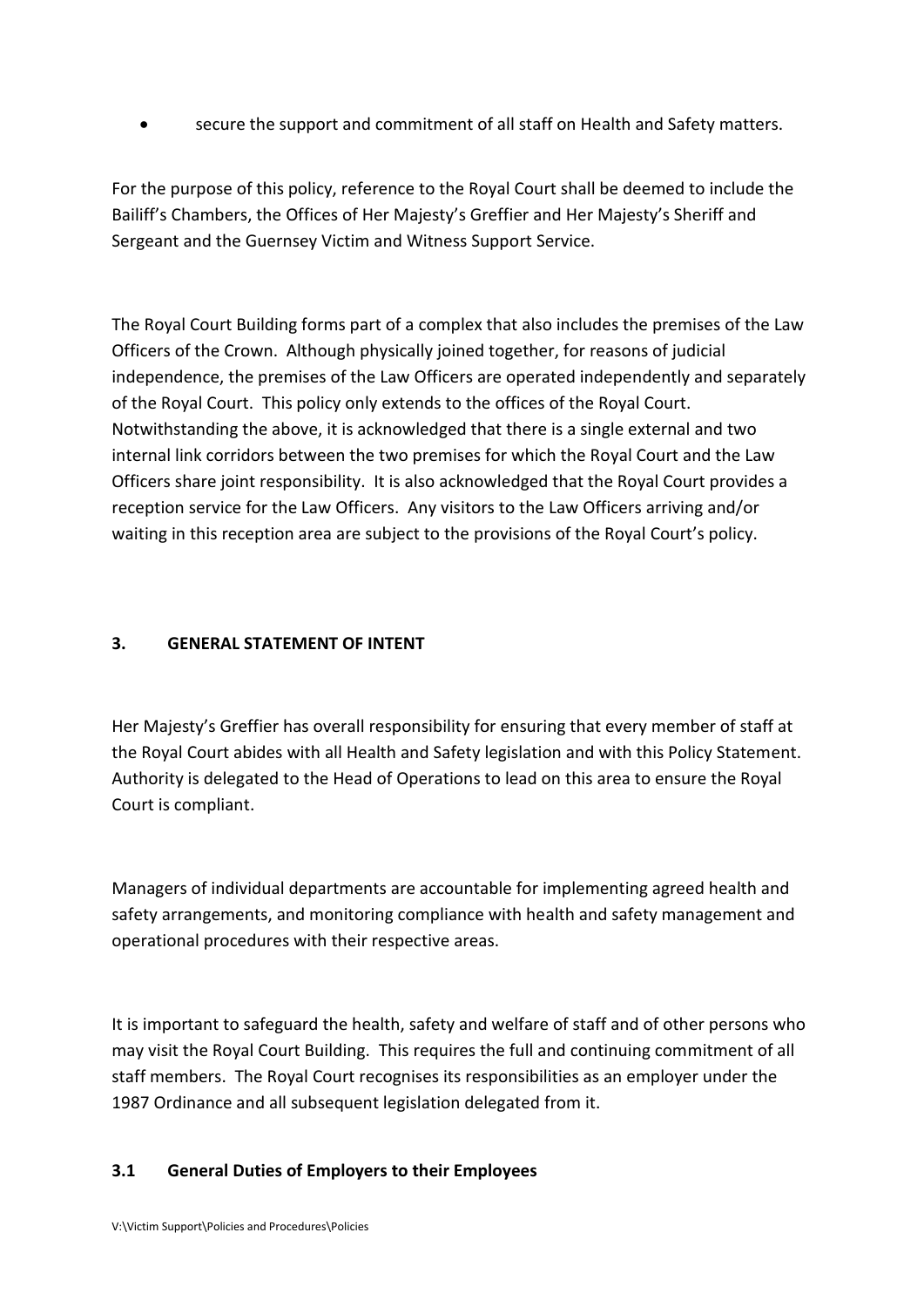- secure the support and commitment of all staff on Health and Safety matters.

For the purpose of this policy, reference to the Royal Court shall be deemed to include the Bailiff's Chambers, the Offices of Her Majesty's Greffier and Her Majesty's Sheriff and Sergeant and the Guernsey Victim and Witness Support Service.

The Royal Court Building forms part of a complex that also includes the premises of the Law Officers of the Crown. Although physically joined together, for reasons of judicial independence, the premises of the Law Officers are operated independently and separately of the Royal Court. This policy only extends to the offices of the Royal Court. Notwithstanding the above, it is acknowledged that there is a single external and two internal link corridors between the two premises for which the Royal Court and the Law Officers share joint responsibility. It is also acknowledged that the Royal Court provides a reception service for the Law Officers. Any visitors to the Law Officers arriving and/or waiting in this reception area are subject to the provisions of the Royal Court's policy.

## 3. GENERAL STATEMENT OF INTENT

Her Majesty's Greffier has overall responsibility for ensuring that every member of staff at the Royal Court abides with all Health and Safety legislation and with this Policy Statement. Authority is delegated to the Head of Operations to lead on this area to ensure the Royal Court is compliant.

Managers of individual departments are accountable for implementing agreed health and safety arrangements, and monitoring compliance with health and safety management and operational procedures with their respective areas.

It is important to safeguard the health, safety and welfare of staff and of other persons who may visit the Royal Court Building. This requires the full and continuing commitment of all staff members. The Royal Court recognises its responsibilities as an employer under the 1987 Ordinance and all subsequent legislation delegated from it.

### 3.1 General Duties of Employers to their Employees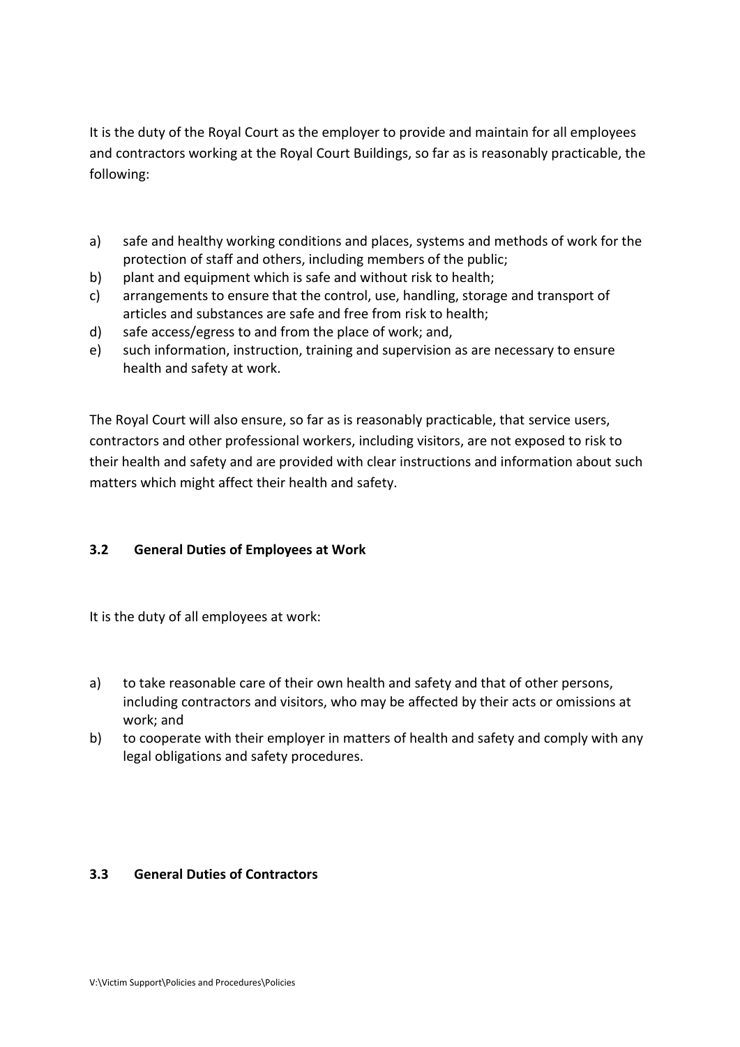It is the duty of the Royal Court as the employer to provide and maintain for all employees and contractors working at the Royal Court Buildings, so far as is reasonably practicable, the following:

a) safe and healthy working conditions and places, systems and methods of work for the protection of staff and others, including members of the public;
b) plant and equipment which is safe and without risk to health;
c) arrangements to ensure that the control, use, handling, storage and transport of articles and substances are safe and free from risk to health;
d) safe access/egress to and from the place of work; and,
e) such information, instruction, training and supervision as are necessary to ensure health and safety at work.

The Royal Court will also ensure, so far as is reasonably practicable, that service users, contractors and other professional workers, including visitors, are not exposed to risk to their health and safety and are provided with clear instructions and information about such matters which might affect their health and safety.

### 3.2 General Duties of Employees at Work

It is the duty of all employees at work:

a) to take reasonable care of their own health and safety and that of other persons, including contractors and visitors, who may be affected by their acts or omissions at work; and
b) to cooperate with their employer in matters of health and safety and comply with any legal obligations and safety procedures.

### 3.3 General Duties of Contractors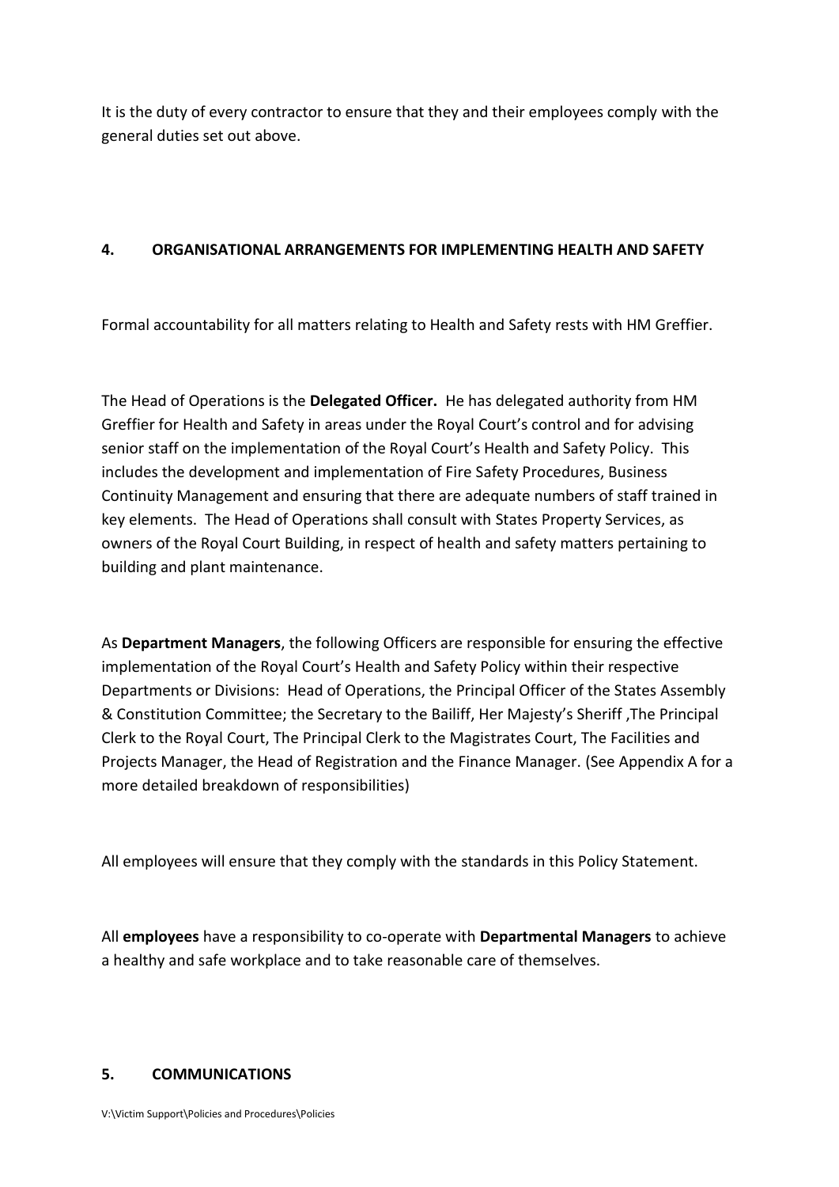It is the duty of every contractor to ensure that they and their employees comply with the general duties set out above.

## 4. ORGANISATIONAL ARRANGEMENTS FOR IMPLEMENTING HEALTH AND SAFETY

Formal accountability for all matters relating to Health and Safety rests with HM Greffier.

The Head of Operations is the **Delegated Officer.** He has delegated authority from HM Greffier for Health and Safety in areas under the Royal Court's control and for advising senior staff on the implementation of the Royal Court's Health and Safety Policy. This includes the development and implementation of Fire Safety Procedures, Business Continuity Management and ensuring that there are adequate numbers of staff trained in key elements. The Head of Operations shall consult with States Property Services, as owners of the Royal Court Building, in respect of health and safety matters pertaining to building and plant maintenance.

As **Department Managers**, the following Officers are responsible for ensuring the effective implementation of the Royal Court's Health and Safety Policy within their respective Departments or Divisions: Head of Operations, the Principal Officer of the States Assembly & Constitution Committee; the Secretary to the Bailiff, Her Majesty's Sheriff ,The Principal Clerk to the Royal Court, The Principal Clerk to the Magistrates Court, The Facilities and Projects Manager, the Head of Registration and the Finance Manager. (See Appendix A for a more detailed breakdown of responsibilities)

All employees will ensure that they comply with the standards in this Policy Statement.

All **employees** have a responsibility to co-operate with **Departmental Managers** to achieve a healthy and safe workplace and to take reasonable care of themselves.

## 5. COMMUNICATIONS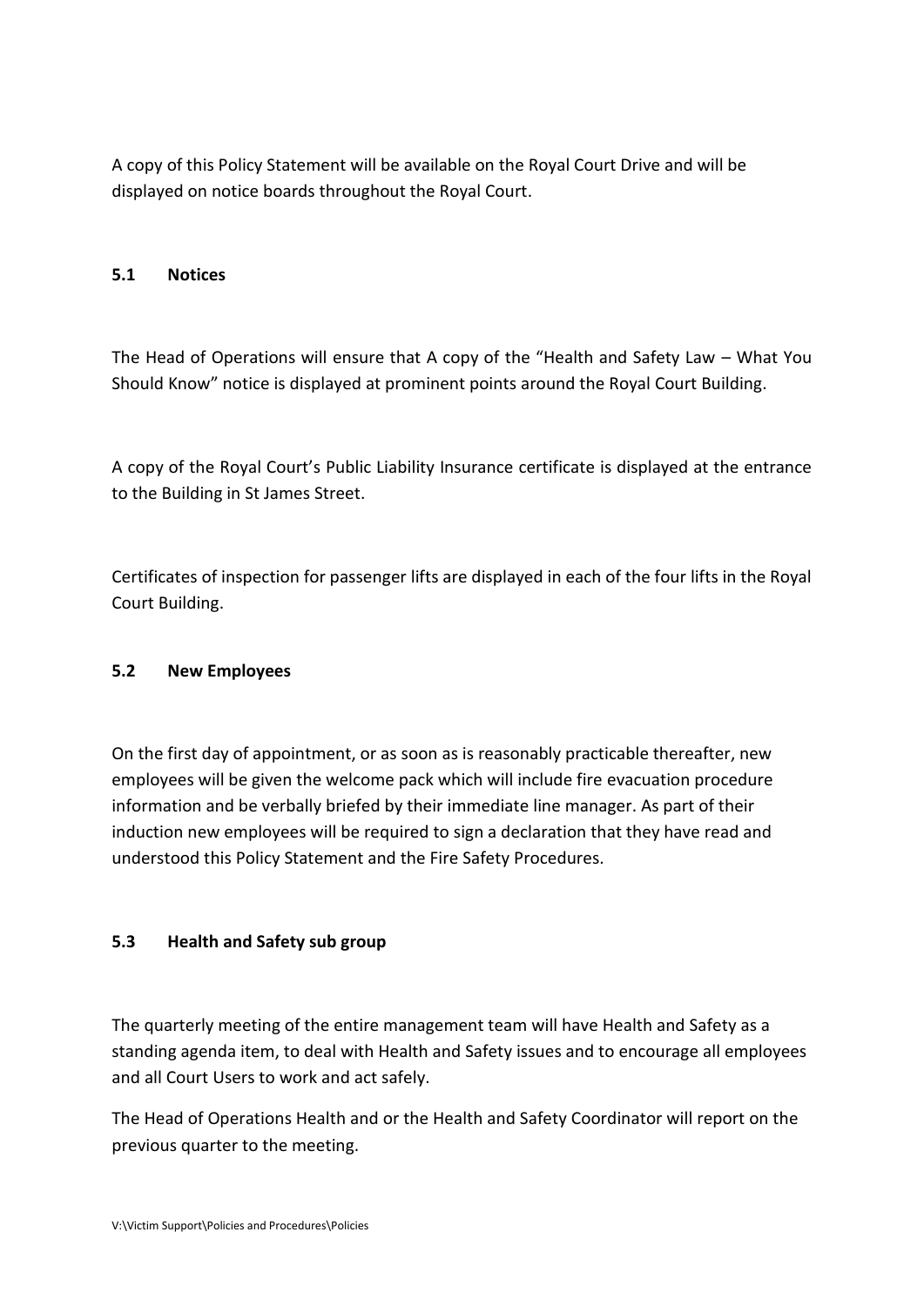A copy of this Policy Statement will be available on the Royal Court Drive and will be displayed on notice boards throughout the Royal Court.

### 5.1 Notices

The Head of Operations will ensure that A copy of the "Health and Safety Law – What You Should Know" notice is displayed at prominent points around the Royal Court Building.

A copy of the Royal Court's Public Liability Insurance certificate is displayed at the entrance to the Building in St James Street.

Certificates of inspection for passenger lifts are displayed in each of the four lifts in the Royal Court Building.

### 5.2 New Employees

On the first day of appointment, or as soon as is reasonably practicable thereafter, new employees will be given the welcome pack which will include fire evacuation procedure information and be verbally briefed by their immediate line manager. As part of their induction new employees will be required to sign a declaration that they have read and understood this Policy Statement and the Fire Safety Procedures.

### 5.3 Health and Safety sub group

The quarterly meeting of the entire management team will have Health and Safety as a standing agenda item, to deal with Health and Safety issues and to encourage all employees and all Court Users to work and act safely.

The Head of Operations Health and or the Health and Safety Coordinator will report on the previous quarter to the meeting.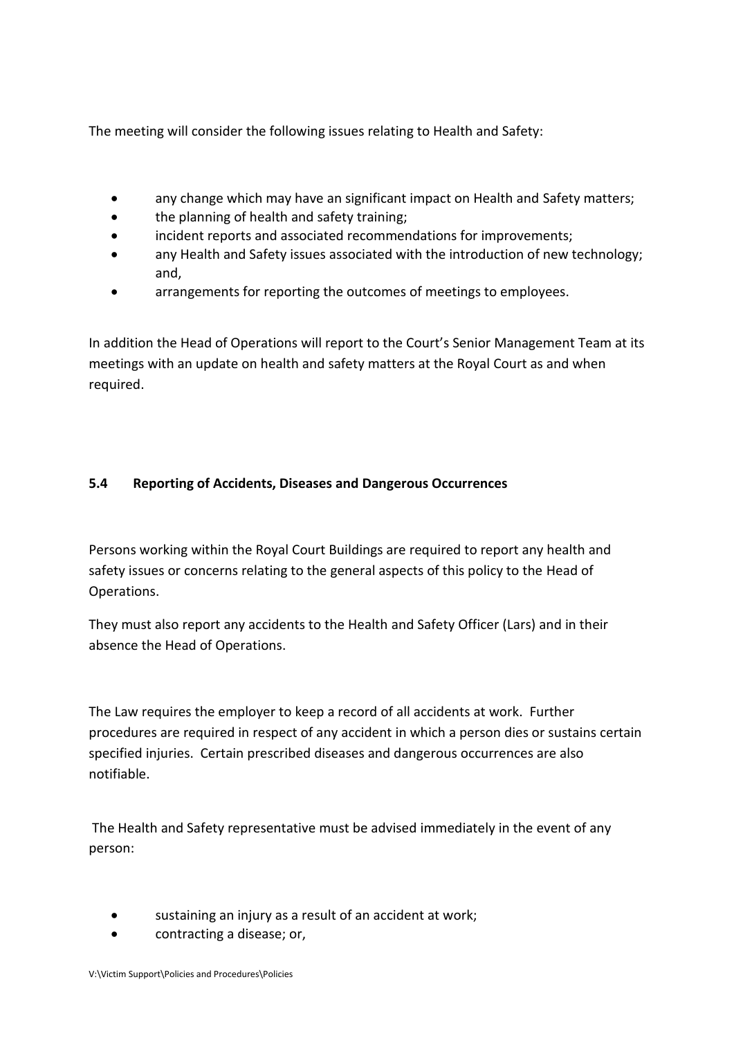The meeting will consider the following issues relating to Health and Safety:

- any change which may have an significant impact on Health and Safety matters;
- the planning of health and safety training;
- incident reports and associated recommendations for improvements;
- any Health and Safety issues associated with the introduction of new technology; and,
- arrangements for reporting the outcomes of meetings to employees.

In addition the Head of Operations will report to the Court's Senior Management Team at its meetings with an update on health and safety matters at the Royal Court as and when required.

### 5.4 Reporting of Accidents, Diseases and Dangerous Occurrences

Persons working within the Royal Court Buildings are required to report any health and safety issues or concerns relating to the general aspects of this policy to the Head of Operations.

They must also report any accidents to the Health and Safety Officer (Lars) and in their absence the Head of Operations.

The Law requires the employer to keep a record of all accidents at work. Further procedures are required in respect of any accident in which a person dies or sustains certain specified injuries. Certain prescribed diseases and dangerous occurrences are also notifiable.

The Health and Safety representative must be advised immediately in the event of any person:

- sustaining an injury as a result of an accident at work;
- contracting a disease; or,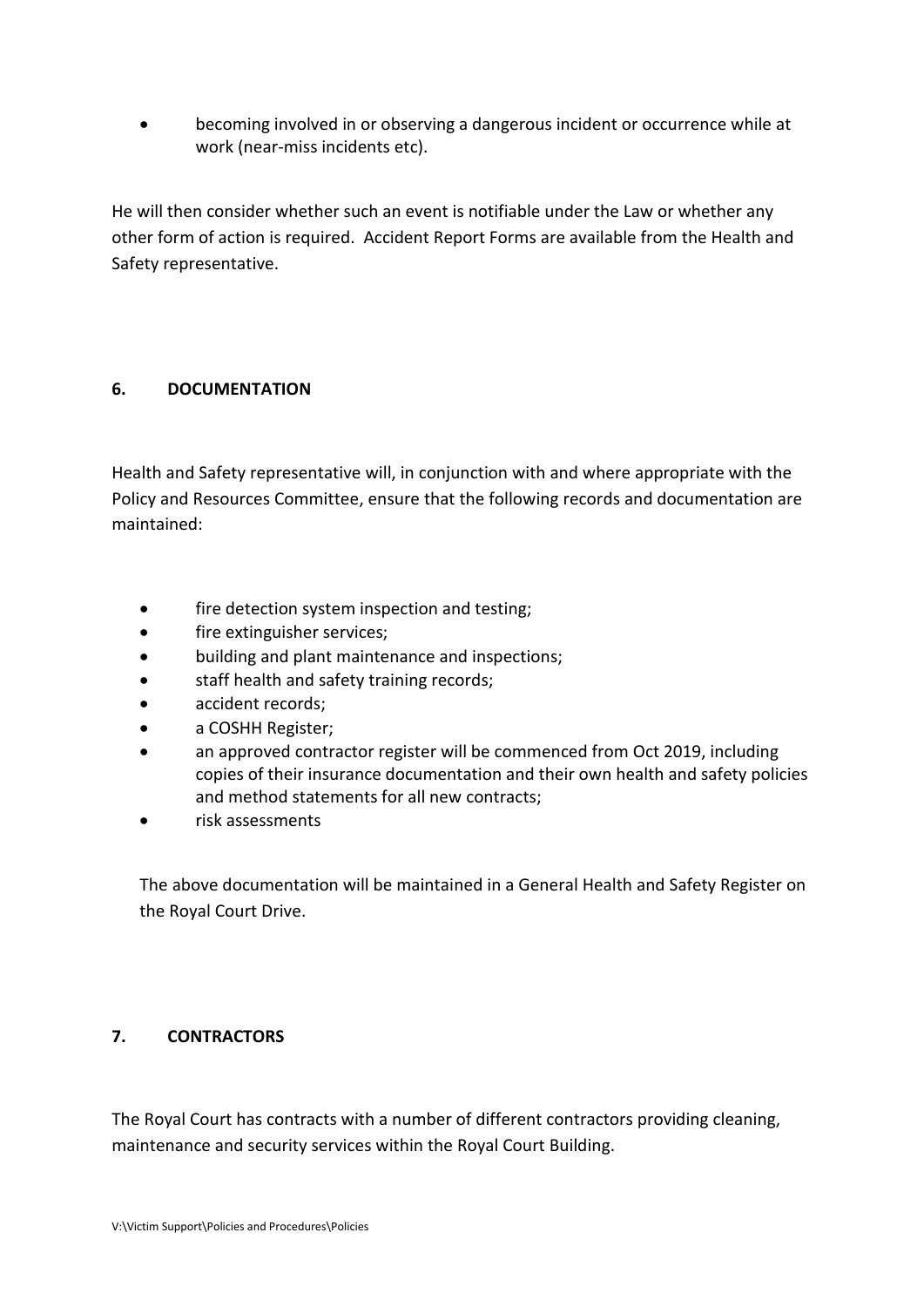- becoming involved in or observing a dangerous incident or occurrence while at work (near-miss incidents etc).

He will then consider whether such an event is notifiable under the Law or whether any other form of action is required. Accident Report Forms are available from the Health and Safety representative.

## 6. DOCUMENTATION

Health and Safety representative will, in conjunction with and where appropriate with the Policy and Resources Committee, ensure that the following records and documentation are maintained:

- fire detection system inspection and testing;
- fire extinguisher services;
- building and plant maintenance and inspections;
- staff health and safety training records;
- accident records;
- a COSHH Register;
- an approved contractor register will be commenced from Oct 2019, including copies of their insurance documentation and their own health and safety policies and method statements for all new contracts;
- risk assessments

The above documentation will be maintained in a General Health and Safety Register on the Royal Court Drive.

## 7. CONTRACTORS

The Royal Court has contracts with a number of different contractors providing cleaning, maintenance and security services within the Royal Court Building.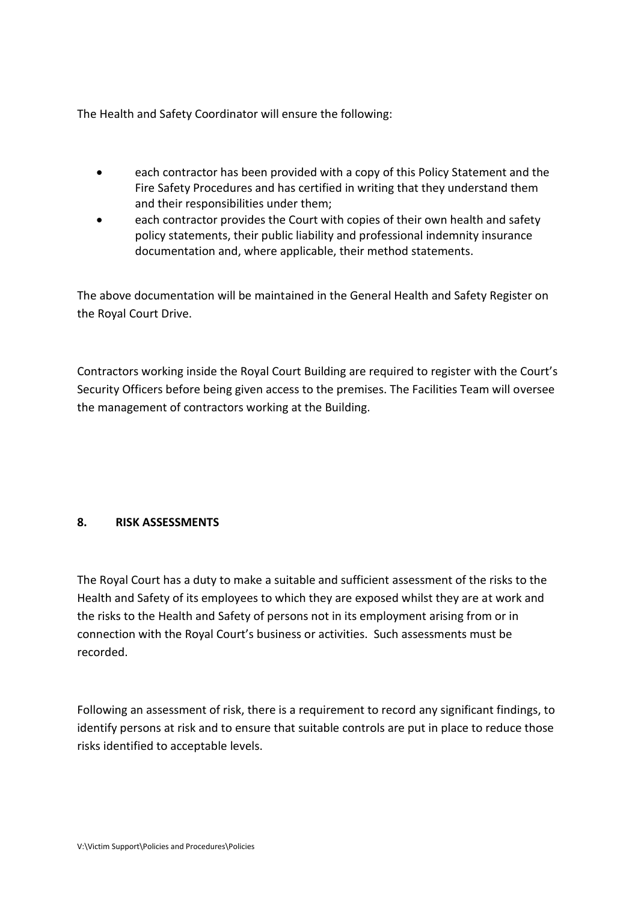The Health and Safety Coordinator will ensure the following:

- each contractor has been provided with a copy of this Policy Statement and the Fire Safety Procedures and has certified in writing that they understand them and their responsibilities under them;
- each contractor provides the Court with copies of their own health and safety policy statements, their public liability and professional indemnity insurance documentation and, where applicable, their method statements.

The above documentation will be maintained in the General Health and Safety Register on the Royal Court Drive.

Contractors working inside the Royal Court Building are required to register with the Court's Security Officers before being given access to the premises. The Facilities Team will oversee the management of contractors working at the Building.

## 8. RISK ASSESSMENTS

The Royal Court has a duty to make a suitable and sufficient assessment of the risks to the Health and Safety of its employees to which they are exposed whilst they are at work and the risks to the Health and Safety of persons not in its employment arising from or in connection with the Royal Court's business or activities. Such assessments must be recorded.

Following an assessment of risk, there is a requirement to record any significant findings, to identify persons at risk and to ensure that suitable controls are put in place to reduce those risks identified to acceptable levels.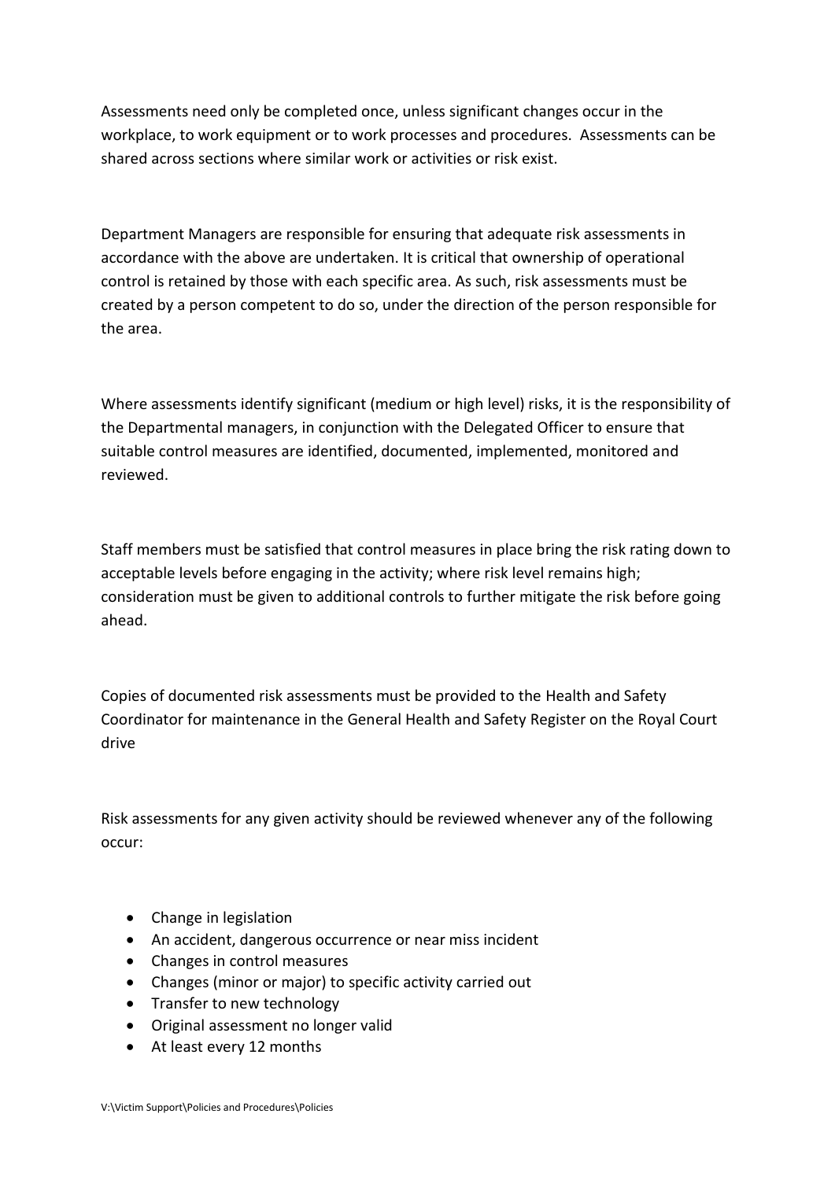Assessments need only be completed once, unless significant changes occur in the workplace, to work equipment or to work processes and procedures. Assessments can be shared across sections where similar work or activities or risk exist.

Department Managers are responsible for ensuring that adequate risk assessments in accordance with the above are undertaken. It is critical that ownership of operational control is retained by those with each specific area. As such, risk assessments must be created by a person competent to do so, under the direction of the person responsible for the area.

Where assessments identify significant (medium or high level) risks, it is the responsibility of the Departmental managers, in conjunction with the Delegated Officer to ensure that suitable control measures are identified, documented, implemented, monitored and reviewed.

Staff members must be satisfied that control measures in place bring the risk rating down to acceptable levels before engaging in the activity; where risk level remains high; consideration must be given to additional controls to further mitigate the risk before going ahead.

Copies of documented risk assessments must be provided to the Health and Safety Coordinator for maintenance in the General Health and Safety Register on the Royal Court drive

Risk assessments for any given activity should be reviewed whenever any of the following occur:

- Change in legislation
- An accident, dangerous occurrence or near miss incident
- Changes in control measures
- Changes (minor or major) to specific activity carried out
- Transfer to new technology
- Original assessment no longer valid
- At least every 12 months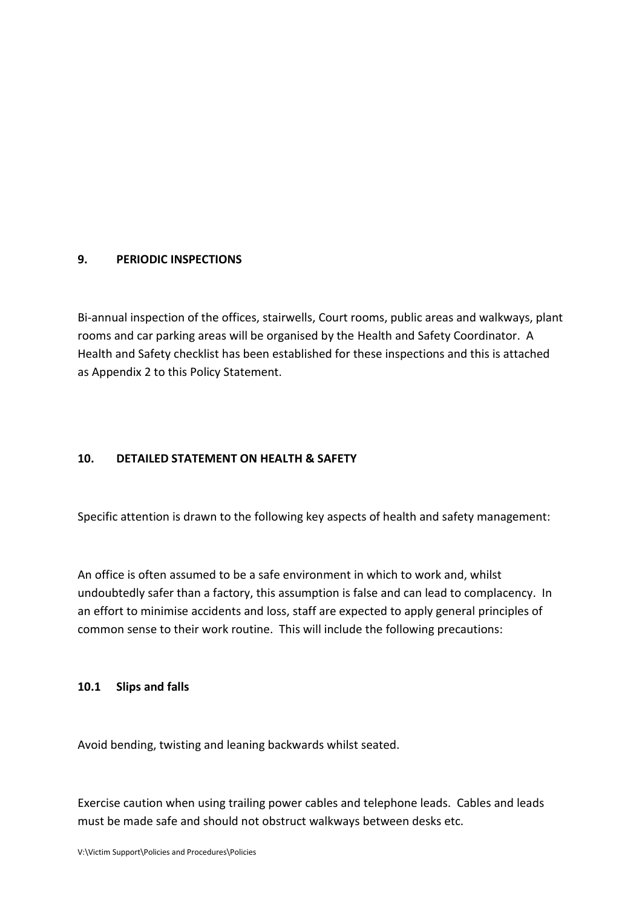## 9. PERIODIC INSPECTIONS

Bi-annual inspection of the offices, stairwells, Court rooms, public areas and walkways, plant rooms and car parking areas will be organised by the Health and Safety Coordinator. A Health and Safety checklist has been established for these inspections and this is attached as Appendix 2 to this Policy Statement.

## 10. DETAILED STATEMENT ON HEALTH & SAFETY

Specific attention is drawn to the following key aspects of health and safety management:

An office is often assumed to be a safe environment in which to work and, whilst undoubtedly safer than a factory, this assumption is false and can lead to complacency. In an effort to minimise accidents and loss, staff are expected to apply general principles of common sense to their work routine. This will include the following precautions:

### 10.1 Slips and falls

Avoid bending, twisting and leaning backwards whilst seated.

Exercise caution when using trailing power cables and telephone leads. Cables and leads must be made safe and should not obstruct walkways between desks etc.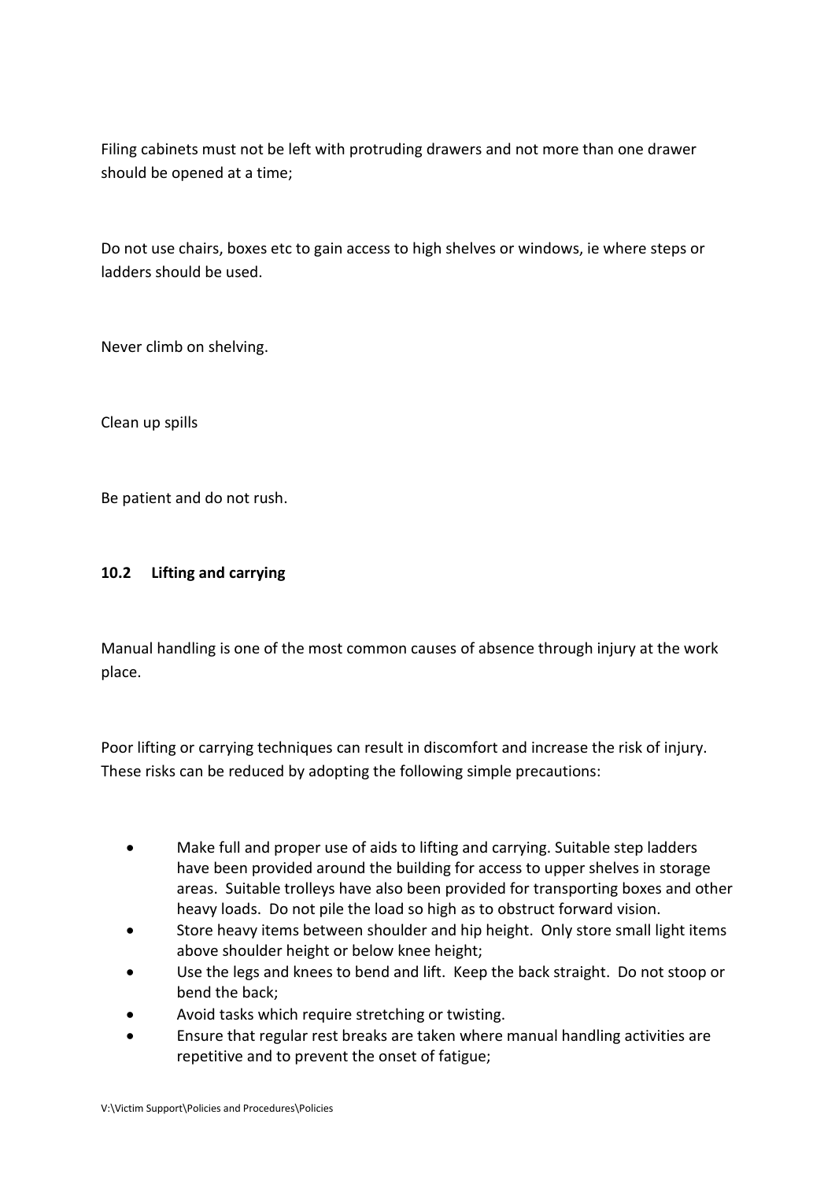Filing cabinets must not be left with protruding drawers and not more than one drawer should be opened at a time;

Do not use chairs, boxes etc to gain access to high shelves or windows, ie where steps or ladders should be used.

Never climb on shelving.

Clean up spills

Be patient and do not rush.

### 10.2 Lifting and carrying

Manual handling is one of the most common causes of absence through injury at the work place.

Poor lifting or carrying techniques can result in discomfort and increase the risk of injury. These risks can be reduced by adopting the following simple precautions:

- Make full and proper use of aids to lifting and carrying. Suitable step ladders have been provided around the building for access to upper shelves in storage areas. Suitable trolleys have also been provided for transporting boxes and other heavy loads. Do not pile the load so high as to obstruct forward vision.
- Store heavy items between shoulder and hip height. Only store small light items above shoulder height or below knee height;
- Use the legs and knees to bend and lift. Keep the back straight. Do not stoop or bend the back;
- Avoid tasks which require stretching or twisting.
- Ensure that regular rest breaks are taken where manual handling activities are repetitive and to prevent the onset of fatigue;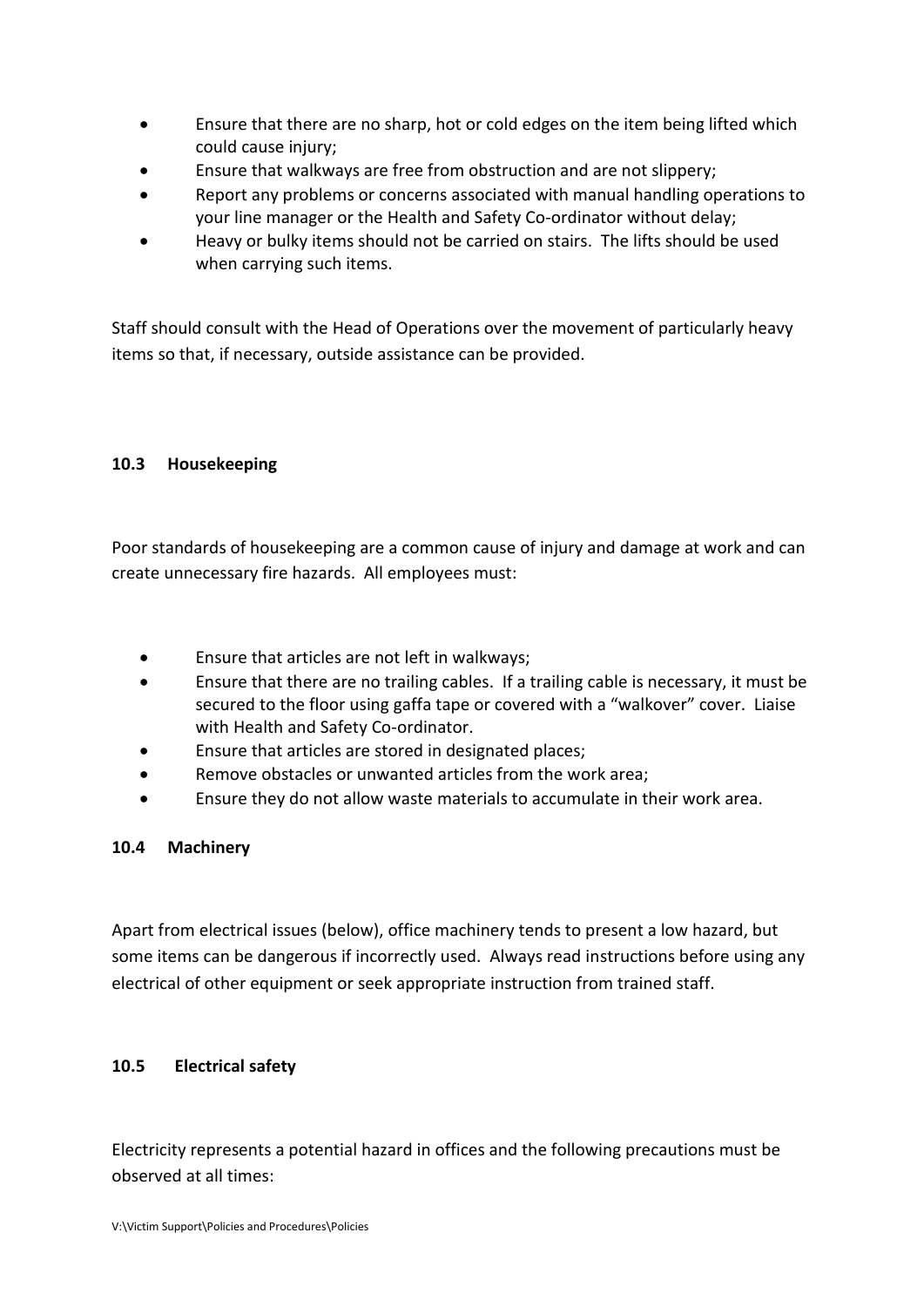- Ensure that there are no sharp, hot or cold edges on the item being lifted which could cause injury;
- Ensure that walkways are free from obstruction and are not slippery;
- Report any problems or concerns associated with manual handling operations to your line manager or the Health and Safety Co-ordinator without delay;
- Heavy or bulky items should not be carried on stairs. The lifts should be used when carrying such items.

Staff should consult with the Head of Operations over the movement of particularly heavy items so that, if necessary, outside assistance can be provided.

### 10.3 Housekeeping

Poor standards of housekeeping are a common cause of injury and damage at work and can create unnecessary fire hazards. All employees must:

- Ensure that articles are not left in walkways;
- Ensure that there are no trailing cables. If a trailing cable is necessary, it must be secured to the floor using gaffa tape or covered with a "walkover" cover. Liaise with Health and Safety Co-ordinator.
- Ensure that articles are stored in designated places;
- Remove obstacles or unwanted articles from the work area;
- Ensure they do not allow waste materials to accumulate in their work area.

### 10.4 Machinery

Apart from electrical issues (below), office machinery tends to present a low hazard, but some items can be dangerous if incorrectly used. Always read instructions before using any electrical of other equipment or seek appropriate instruction from trained staff.

### 10.5 Electrical safety

Electricity represents a potential hazard in offices and the following precautions must be observed at all times: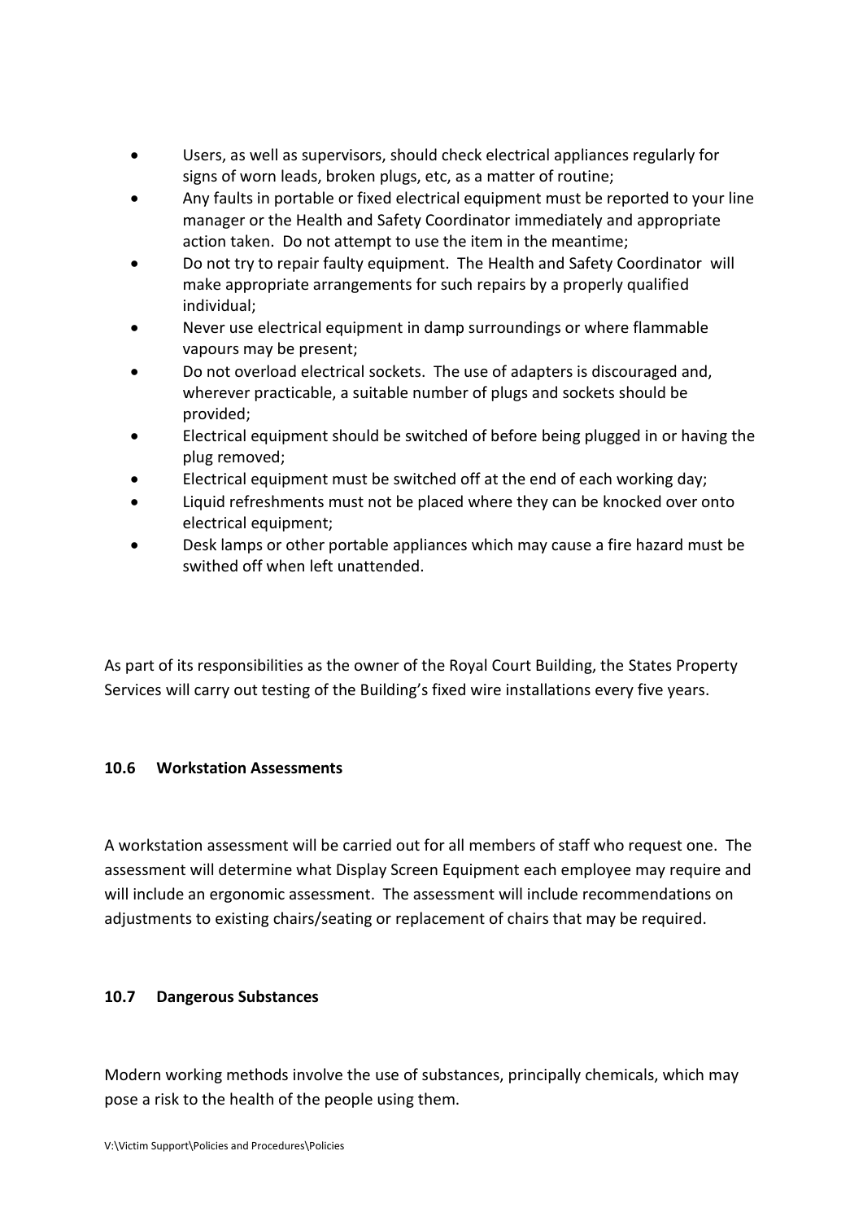- Users, as well as supervisors, should check electrical appliances regularly for signs of worn leads, broken plugs, etc, as a matter of routine;
- Any faults in portable or fixed electrical equipment must be reported to your line manager or the Health and Safety Coordinator immediately and appropriate action taken. Do not attempt to use the item in the meantime;
- Do not try to repair faulty equipment. The Health and Safety Coordinator will make appropriate arrangements for such repairs by a properly qualified individual;
- Never use electrical equipment in damp surroundings or where flammable vapours may be present;
- Do not overload electrical sockets. The use of adapters is discouraged and, wherever practicable, a suitable number of plugs and sockets should be provided;
- Electrical equipment should be switched of before being plugged in or having the plug removed;
- Electrical equipment must be switched off at the end of each working day;
- Liquid refreshments must not be placed where they can be knocked over onto electrical equipment;
- Desk lamps or other portable appliances which may cause a fire hazard must be swithed off when left unattended.

As part of its responsibilities as the owner of the Royal Court Building, the States Property Services will carry out testing of the Building's fixed wire installations every five years.

#### 10.6 Workstation Assessments

A workstation assessment will be carried out for all members of staff who request one. The assessment will determine what Display Screen Equipment each employee may require and will include an ergonomic assessment. The assessment will include recommendations on adjustments to existing chairs/seating or replacement of chairs that may be required.

#### 10.7 Dangerous Substances

Modern working methods involve the use of substances, principally chemicals, which may pose a risk to the health of the people using them.

V:\Victim Support\Policies and Procedures\Policies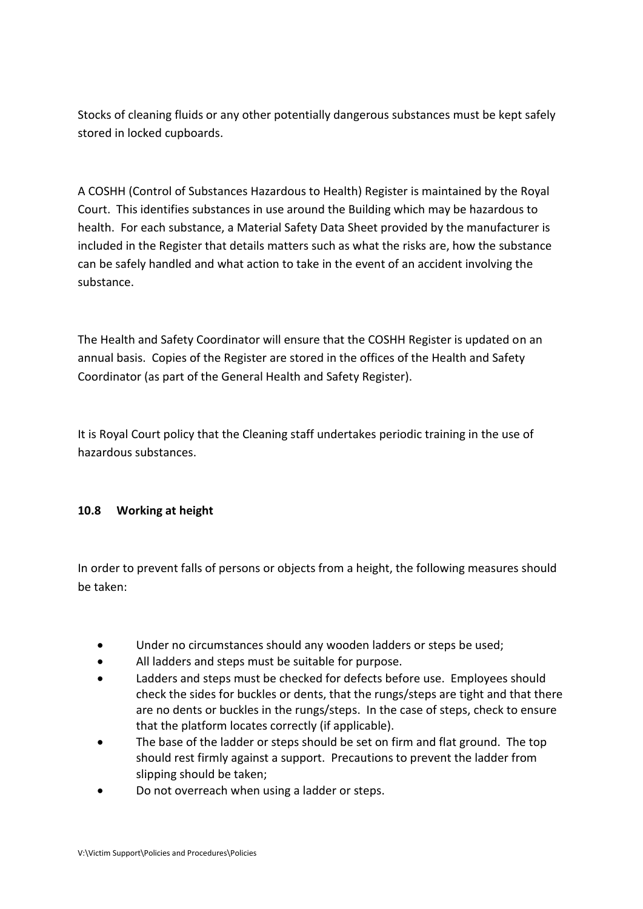Stocks of cleaning fluids or any other potentially dangerous substances must be kept safely stored in locked cupboards.

A COSHH (Control of Substances Hazardous to Health) Register is maintained by the Royal Court. This identifies substances in use around the Building which may be hazardous to health. For each substance, a Material Safety Data Sheet provided by the manufacturer is included in the Register that details matters such as what the risks are, how the substance can be safely handled and what action to take in the event of an accident involving the substance.

The Health and Safety Coordinator will ensure that the COSHH Register is updated on an annual basis. Copies of the Register are stored in the offices of the Health and Safety Coordinator (as part of the General Health and Safety Register).

It is Royal Court policy that the Cleaning staff undertakes periodic training in the use of hazardous substances.

### 10.8 Working at height

In order to prevent falls of persons or objects from a height, the following measures should be taken:

- Under no circumstances should any wooden ladders or steps be used;
- All ladders and steps must be suitable for purpose.
- Ladders and steps must be checked for defects before use. Employees should check the sides for buckles or dents, that the rungs/steps are tight and that there are no dents or buckles in the rungs/steps. In the case of steps, check to ensure that the platform locates correctly (if applicable).
- The base of the ladder or steps should be set on firm and flat ground. The top should rest firmly against a support. Precautions to prevent the ladder from slipping should be taken;
- Do not overreach when using a ladder or steps.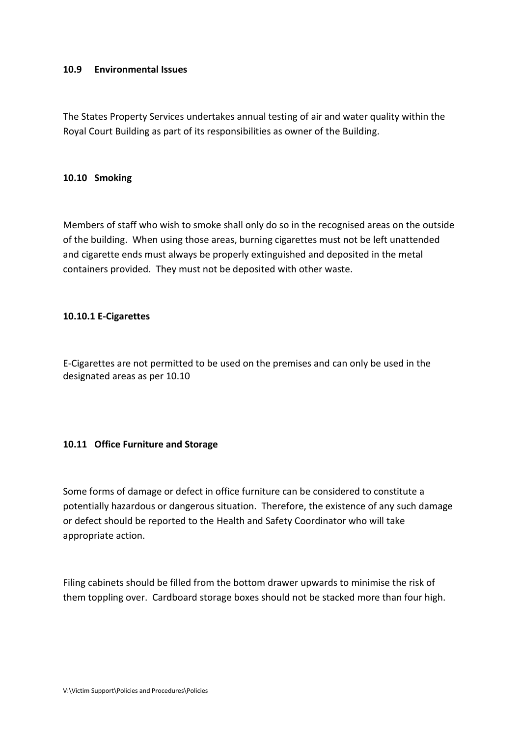**10.9 Environmental Issues**

The States Property Services undertakes annual testing of air and water quality within the Royal Court Building as part of its responsibilities as owner of the Building.

**10.10 Smoking**

Members of staff who wish to smoke shall only do so in the recognised areas on the outside of the building. When using those areas, burning cigarettes must not be left unattended and cigarette ends must always be properly extinguished and deposited in the metal containers provided. They must not be deposited with other waste.

**10.10.1 E-Cigarettes**

E-Cigarettes are not permitted to be used on the premises and can only be used in the designated areas as per 10.10

**10.11 Office Furniture and Storage**

Some forms of damage or defect in office furniture can be considered to constitute a potentially hazardous or dangerous situation. Therefore, the existence of any such damage or defect should be reported to the Health and Safety Coordinator who will take appropriate action.

Filing cabinets should be filled from the bottom drawer upwards to minimise the risk of them toppling over. Cardboard storage boxes should not be stacked more than four high.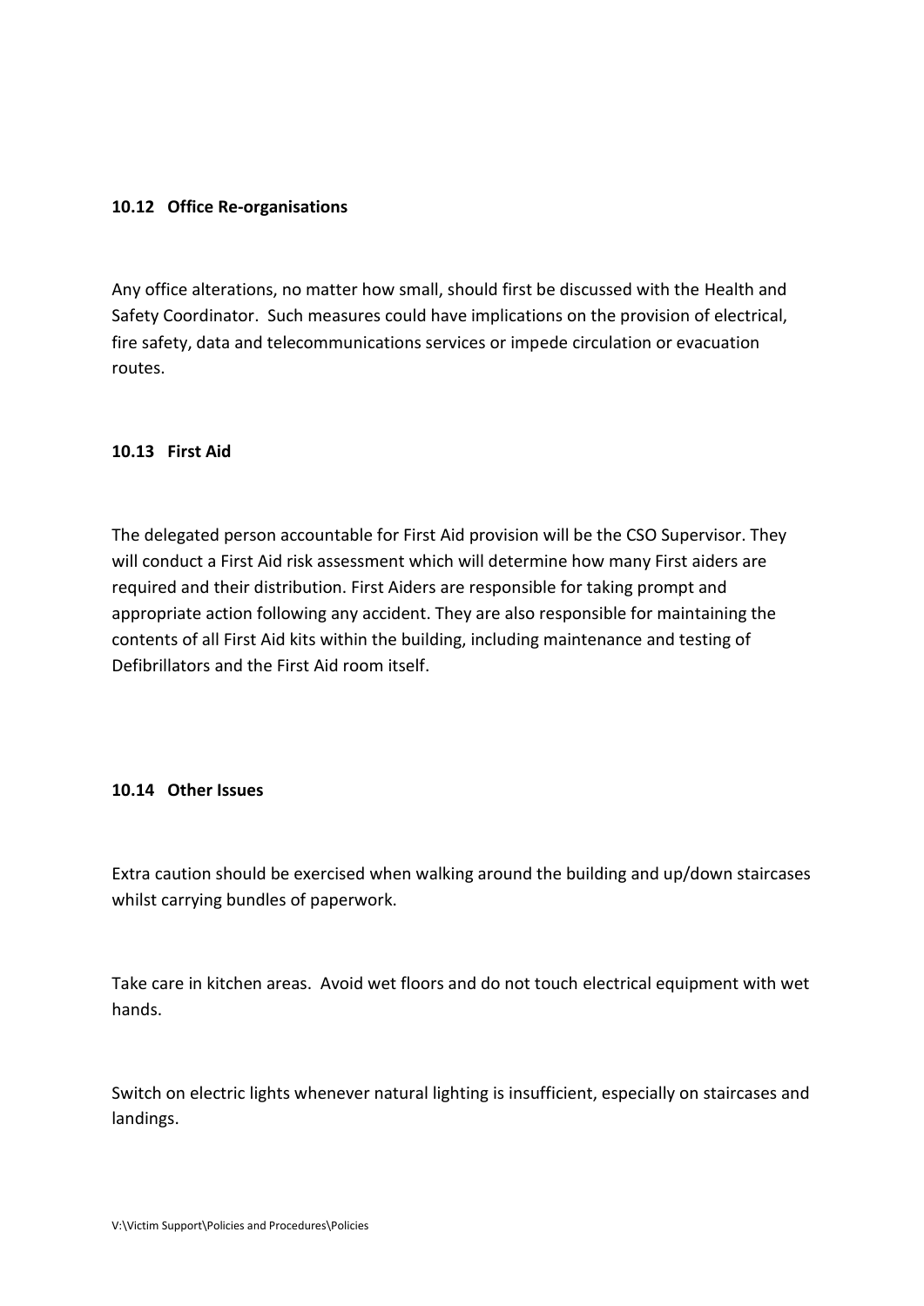### 10.12 Office Re-organisations

Any office alterations, no matter how small, should first be discussed with the Health and Safety Coordinator. Such measures could have implications on the provision of electrical, fire safety, data and telecommunications services or impede circulation or evacuation routes.

### 10.13 First Aid

The delegated person accountable for First Aid provision will be the CSO Supervisor. They will conduct a First Aid risk assessment which will determine how many First aiders are required and their distribution. First Aiders are responsible for taking prompt and appropriate action following any accident. They are also responsible for maintaining the contents of all First Aid kits within the building, including maintenance and testing of Defibrillators and the First Aid room itself.

### 10.14 Other Issues

Extra caution should be exercised when walking around the building and up/down staircases whilst carrying bundles of paperwork.

Take care in kitchen areas. Avoid wet floors and do not touch electrical equipment with wet hands.

Switch on electric lights whenever natural lighting is insufficient, especially on staircases and landings.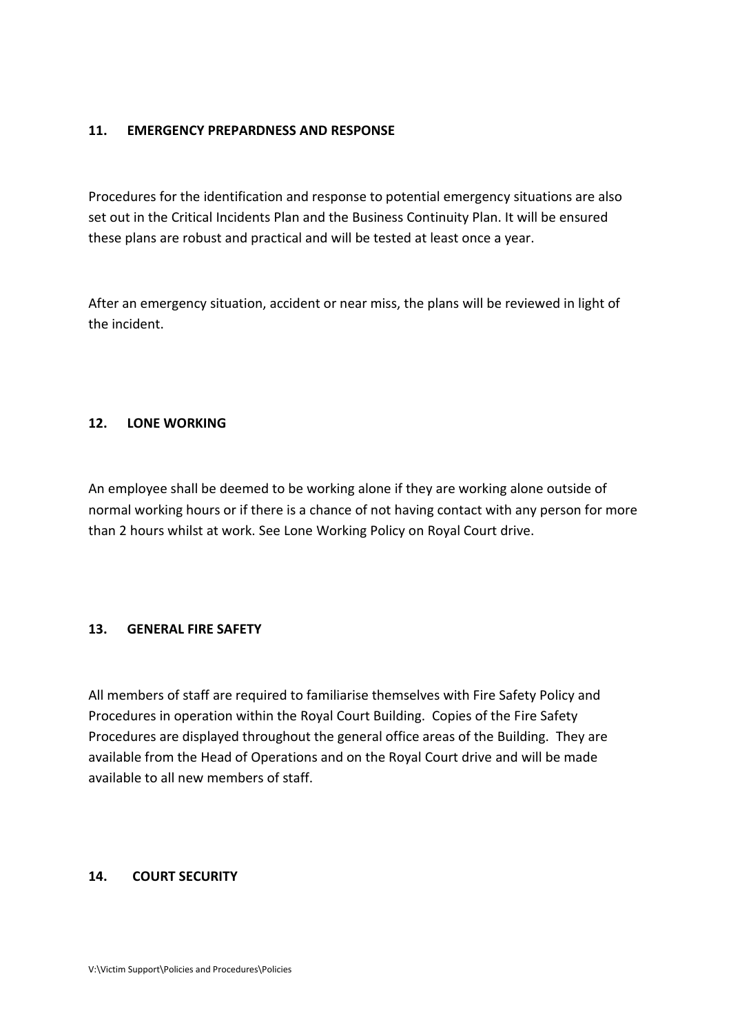## 11. EMERGENCY PREPARDNESS AND RESPONSE

Procedures for the identification and response to potential emergency situations are also set out in the Critical Incidents Plan and the Business Continuity Plan. It will be ensured these plans are robust and practical and will be tested at least once a year.

After an emergency situation, accident or near miss, the plans will be reviewed in light of the incident.

## 12. LONE WORKING

An employee shall be deemed to be working alone if they are working alone outside of normal working hours or if there is a chance of not having contact with any person for more than 2 hours whilst at work. See Lone Working Policy on Royal Court drive.

## 13. GENERAL FIRE SAFETY

All members of staff are required to familiarise themselves with Fire Safety Policy and Procedures in operation within the Royal Court Building. Copies of the Fire Safety Procedures are displayed throughout the general office areas of the Building. They are available from the Head of Operations and on the Royal Court drive and will be made available to all new members of staff.

## 14. COURT SECURITY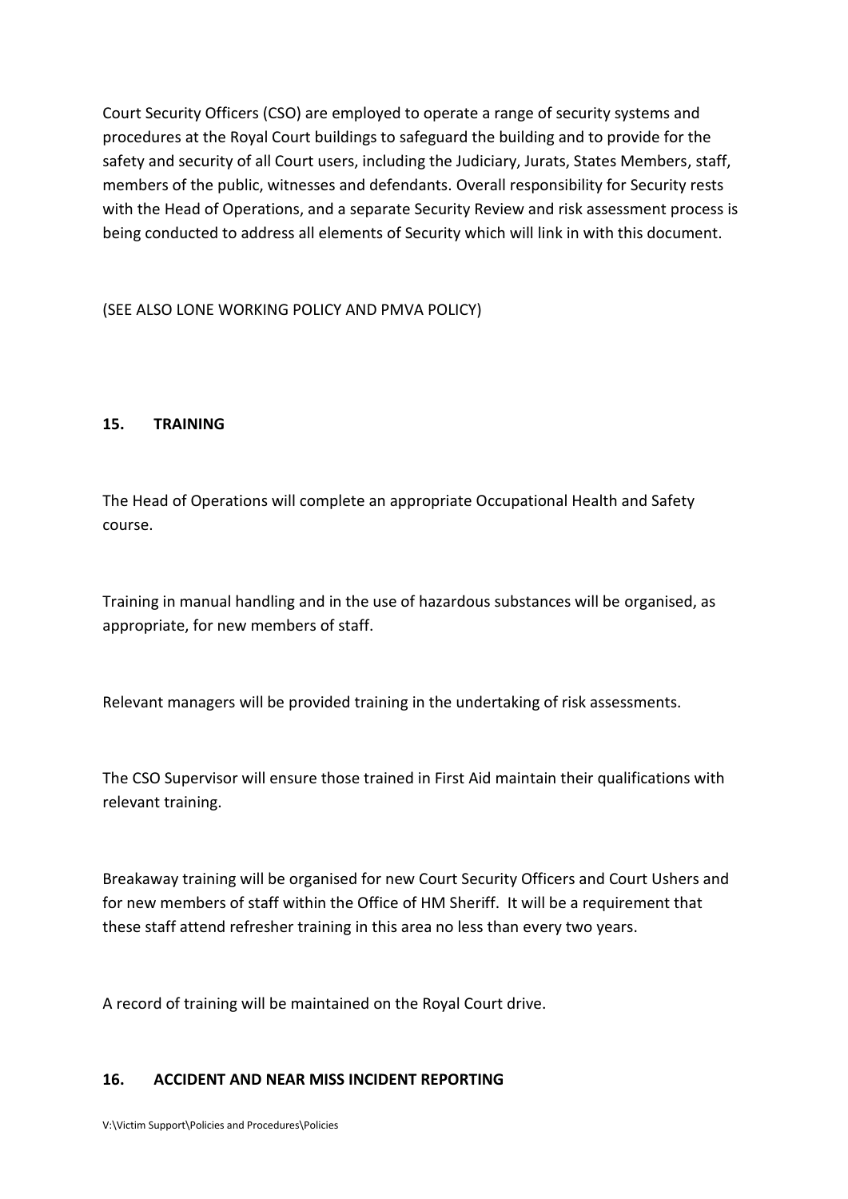Court Security Officers (CSO) are employed to operate a range of security systems and procedures at the Royal Court buildings to safeguard the building and to provide for the safety and security of all Court users, including the Judiciary, Jurats, States Members, staff, members of the public, witnesses and defendants. Overall responsibility for Security rests with the Head of Operations, and a separate Security Review and risk assessment process is being conducted to address all elements of Security which will link in with this document.

(SEE ALSO LONE WORKING POLICY AND PMVA POLICY)

## 15. TRAINING

The Head of Operations will complete an appropriate Occupational Health and Safety course.

Training in manual handling and in the use of hazardous substances will be organised, as appropriate, for new members of staff.

Relevant managers will be provided training in the undertaking of risk assessments.

The CSO Supervisor will ensure those trained in First Aid maintain their qualifications with relevant training.

Breakaway training will be organised for new Court Security Officers and Court Ushers and for new members of staff within the Office of HM Sheriff. It will be a requirement that these staff attend refresher training in this area no less than every two years.

A record of training will be maintained on the Royal Court drive.

## 16. ACCIDENT AND NEAR MISS INCIDENT REPORTING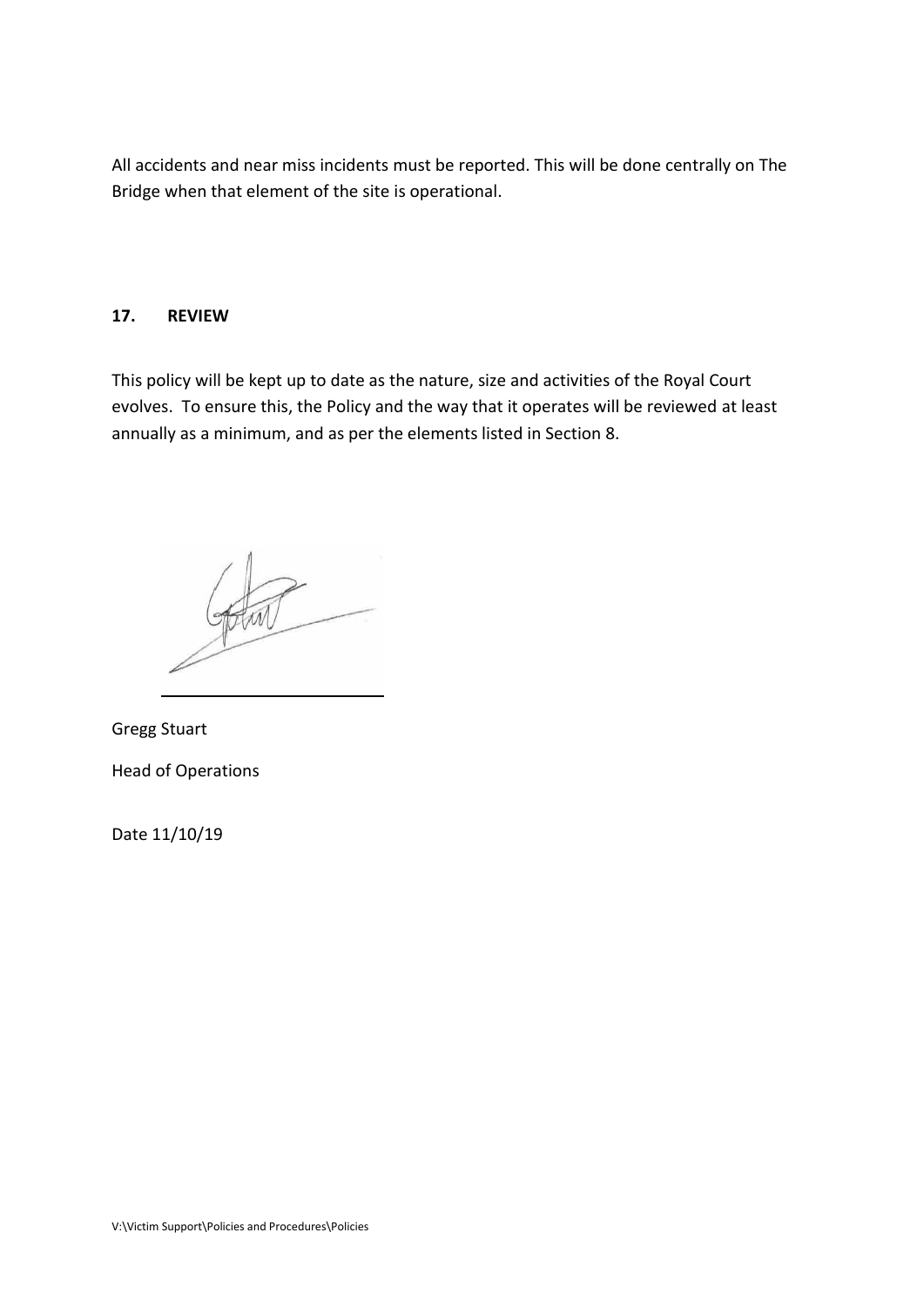All accidents and near miss incidents must be reported. This will be done centrally on The Bridge when that element of the site is operational.

## 17. REVIEW

This policy will be kept up to date as the nature, size and activities of the Royal Court evolves. To ensure this, the Policy and the way that it operates will be reviewed at least annually as a minimum, and as per the elements listed in Section 8.

Gregg Stuart

Head of Operations

Date 11/10/19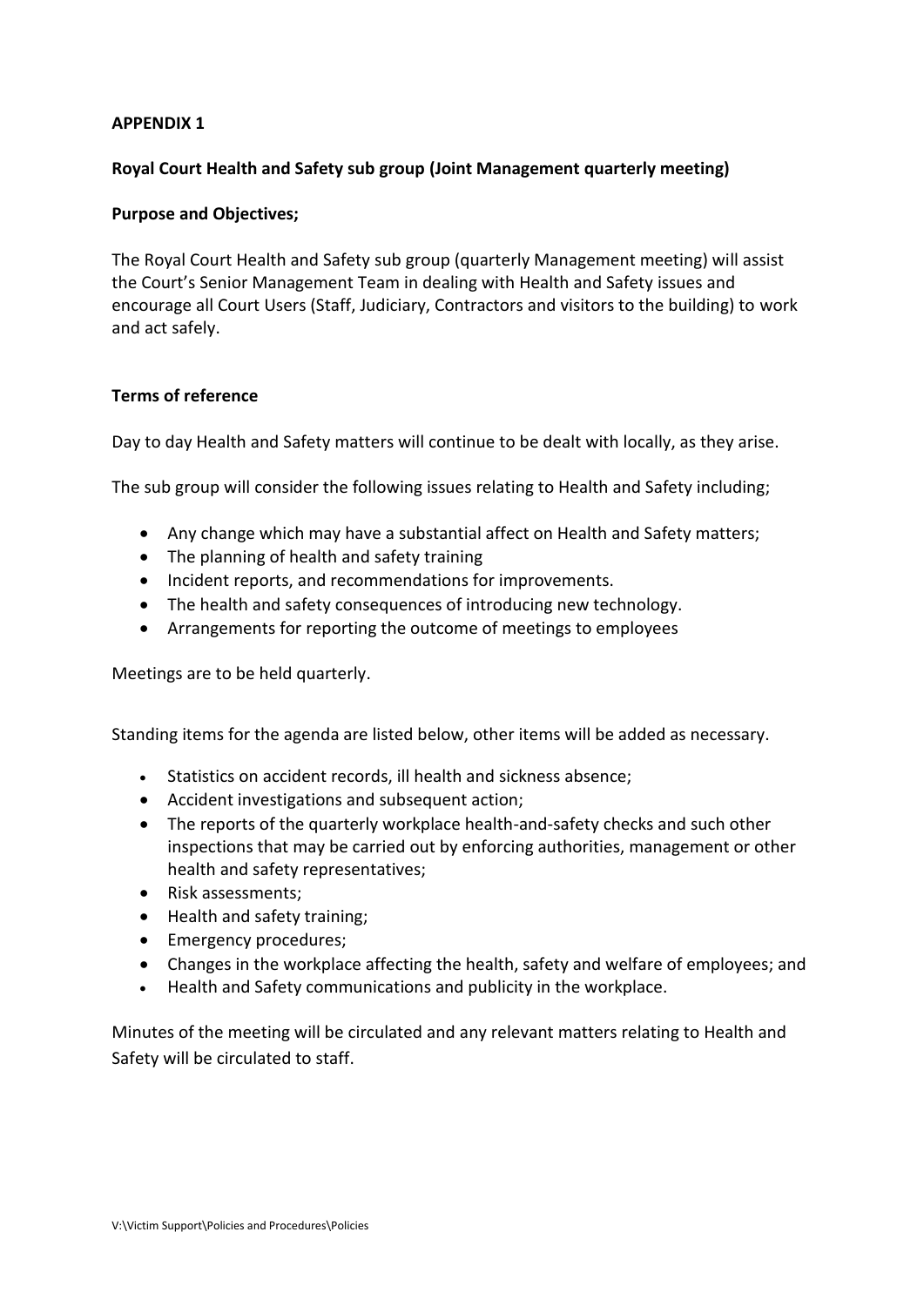**APPENDIX 1**

**Royal Court Health and Safety sub group (Joint Management quarterly meeting)**

**Purpose and Objectives;**

The Royal Court Health and Safety sub group (quarterly Management meeting) will assist the Court's Senior Management Team in dealing with Health and Safety issues and encourage all Court Users (Staff, Judiciary, Contractors and visitors to the building) to work and act safely.

**Terms of reference**

Day to day Health and Safety matters will continue to be dealt with locally, as they arise.

The sub group will consider the following issues relating to Health and Safety including;

- Any change which may have a substantial affect on Health and Safety matters;
- The planning of health and safety training
- Incident reports, and recommendations for improvements.
- The health and safety consequences of introducing new technology.
- Arrangements for reporting the outcome of meetings to employees

Meetings are to be held quarterly.

Standing items for the agenda are listed below, other items will be added as necessary.

- Statistics on accident records, ill health and sickness absence;
- Accident investigations and subsequent action;
- The reports of the quarterly workplace health-and-safety checks and such other inspections that may be carried out by enforcing authorities, management or other health and safety representatives;
- Risk assessments;
- Health and safety training;
- Emergency procedures;
- Changes in the workplace affecting the health, safety and welfare of employees; and
- Health and Safety communications and publicity in the workplace.

Minutes of the meeting will be circulated and any relevant matters relating to Health and Safety will be circulated to staff.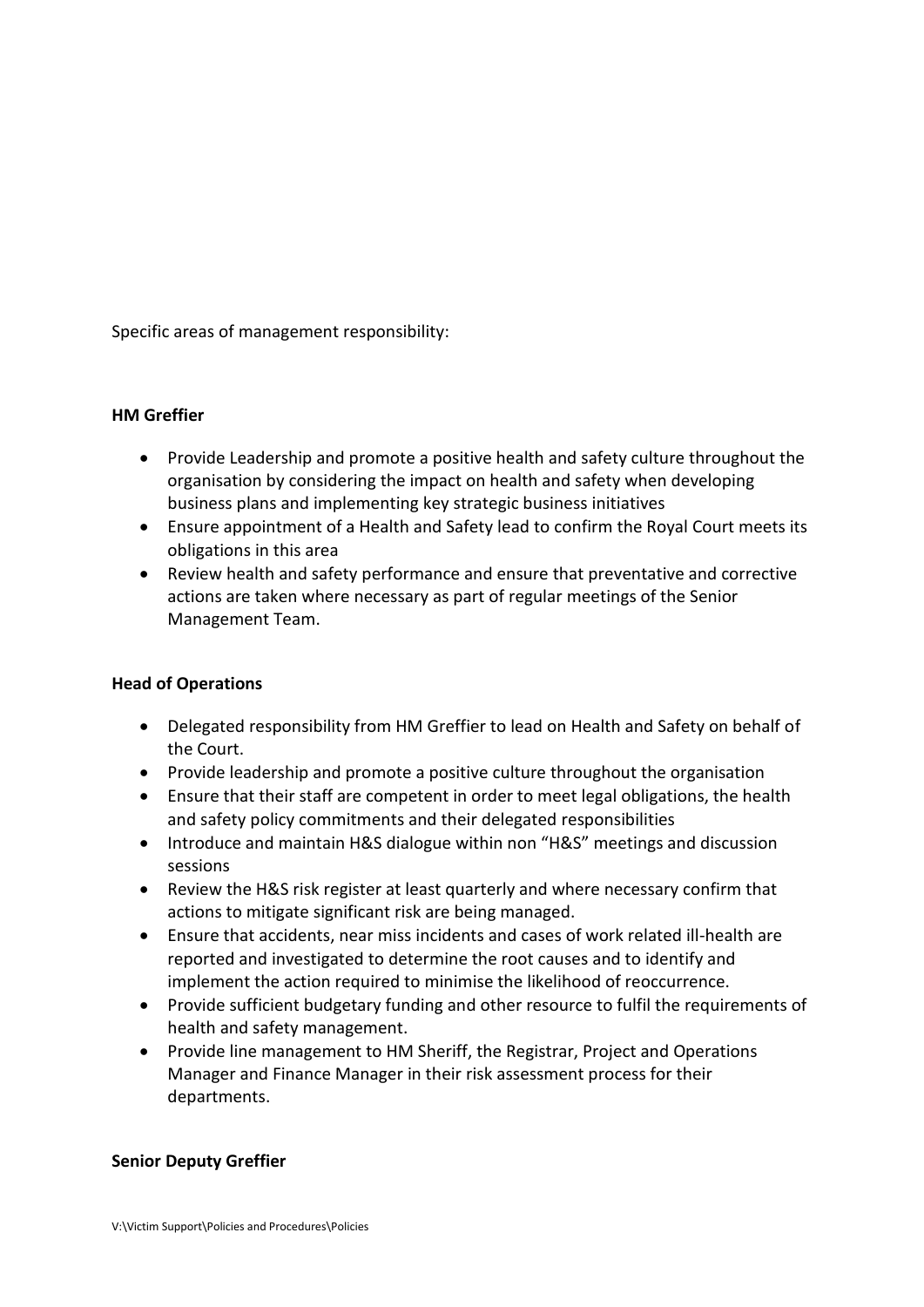Specific areas of management responsibility:

**HM Greffier**

- Provide Leadership and promote a positive health and safety culture throughout the organisation by considering the impact on health and safety when developing business plans and implementing key strategic business initiatives
- Ensure appointment of a Health and Safety lead to confirm the Royal Court meets its obligations in this area
- Review health and safety performance and ensure that preventative and corrective actions are taken where necessary as part of regular meetings of the Senior Management Team.

**Head of Operations**

- Delegated responsibility from HM Greffier to lead on Health and Safety on behalf of the Court.
- Provide leadership and promote a positive culture throughout the organisation
- Ensure that their staff are competent in order to meet legal obligations, the health and safety policy commitments and their delegated responsibilities
- Introduce and maintain H&S dialogue within non "H&S" meetings and discussion sessions
- Review the H&S risk register at least quarterly and where necessary confirm that actions to mitigate significant risk are being managed.
- Ensure that accidents, near miss incidents and cases of work related ill-health are reported and investigated to determine the root causes and to identify and implement the action required to minimise the likelihood of reoccurrence.
- Provide sufficient budgetary funding and other resource to fulfil the requirements of health and safety management.
- Provide line management to HM Sheriff, the Registrar, Project and Operations Manager and Finance Manager in their risk assessment process for their departments.

**Senior Deputy Greffier**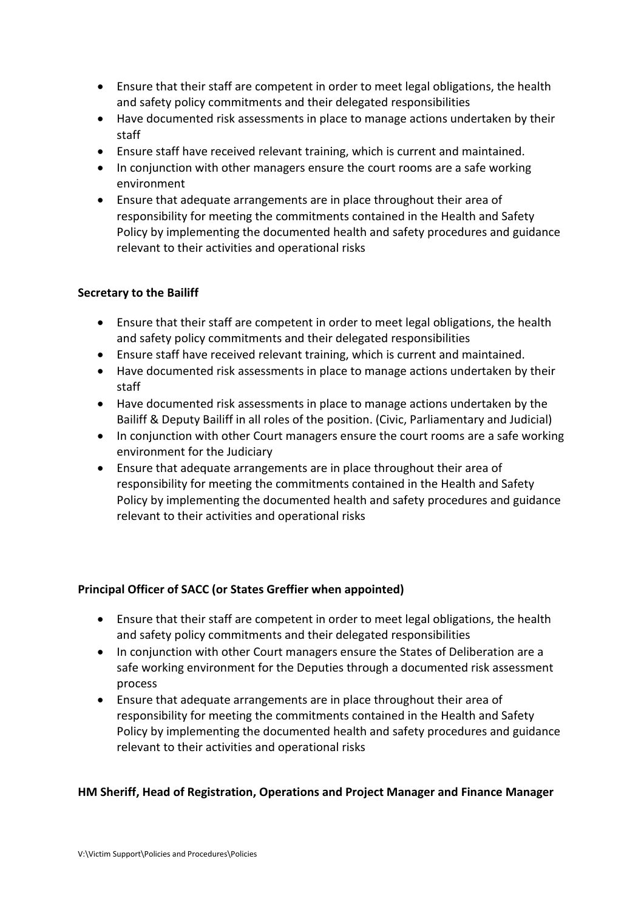- Ensure that their staff are competent in order to meet legal obligations, the health and safety policy commitments and their delegated responsibilities
- Have documented risk assessments in place to manage actions undertaken by their staff
- Ensure staff have received relevant training, which is current and maintained.
- In conjunction with other managers ensure the court rooms are a safe working environment
- Ensure that adequate arrangements are in place throughout their area of responsibility for meeting the commitments contained in the Health and Safety Policy by implementing the documented health and safety procedures and guidance relevant to their activities and operational risks

**Secretary to the Bailiff**

- Ensure that their staff are competent in order to meet legal obligations, the health and safety policy commitments and their delegated responsibilities
- Ensure staff have received relevant training, which is current and maintained.
- Have documented risk assessments in place to manage actions undertaken by their staff
- Have documented risk assessments in place to manage actions undertaken by the Bailiff & Deputy Bailiff in all roles of the position. (Civic, Parliamentary and Judicial)
- In conjunction with other Court managers ensure the court rooms are a safe working environment for the Judiciary
- Ensure that adequate arrangements are in place throughout their area of responsibility for meeting the commitments contained in the Health and Safety Policy by implementing the documented health and safety procedures and guidance relevant to their activities and operational risks

**Principal Officer of SACC (or States Greffier when appointed)**

- Ensure that their staff are competent in order to meet legal obligations, the health and safety policy commitments and their delegated responsibilities
- In conjunction with other Court managers ensure the States of Deliberation are a safe working environment for the Deputies through a documented risk assessment process
- Ensure that adequate arrangements are in place throughout their area of responsibility for meeting the commitments contained in the Health and Safety Policy by implementing the documented health and safety procedures and guidance relevant to their activities and operational risks

**HM Sheriff, Head of Registration, Operations and Project Manager and Finance Manager**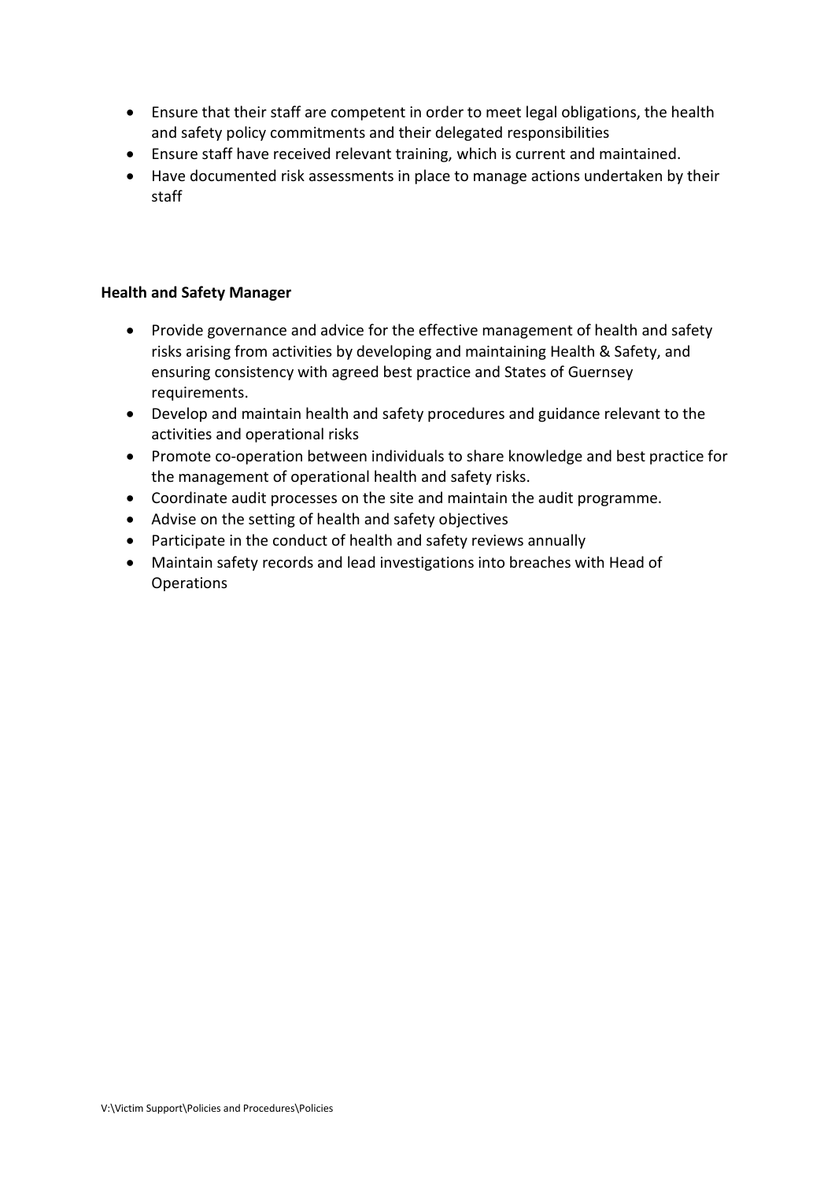- Ensure that their staff are competent in order to meet legal obligations, the health and safety policy commitments and their delegated responsibilities
- Ensure staff have received relevant training, which is current and maintained.
- Have documented risk assessments in place to manage actions undertaken by their staff

**Health and Safety Manager**

- Provide governance and advice for the effective management of health and safety risks arising from activities by developing and maintaining Health & Safety, and ensuring consistency with agreed best practice and States of Guernsey requirements.
- Develop and maintain health and safety procedures and guidance relevant to the activities and operational risks
- Promote co-operation between individuals to share knowledge and best practice for the management of operational health and safety risks.
- Coordinate audit processes on the site and maintain the audit programme.
- Advise on the setting of health and safety objectives
- Participate in the conduct of health and safety reviews annually
- Maintain safety records and lead investigations into breaches with Head of Operations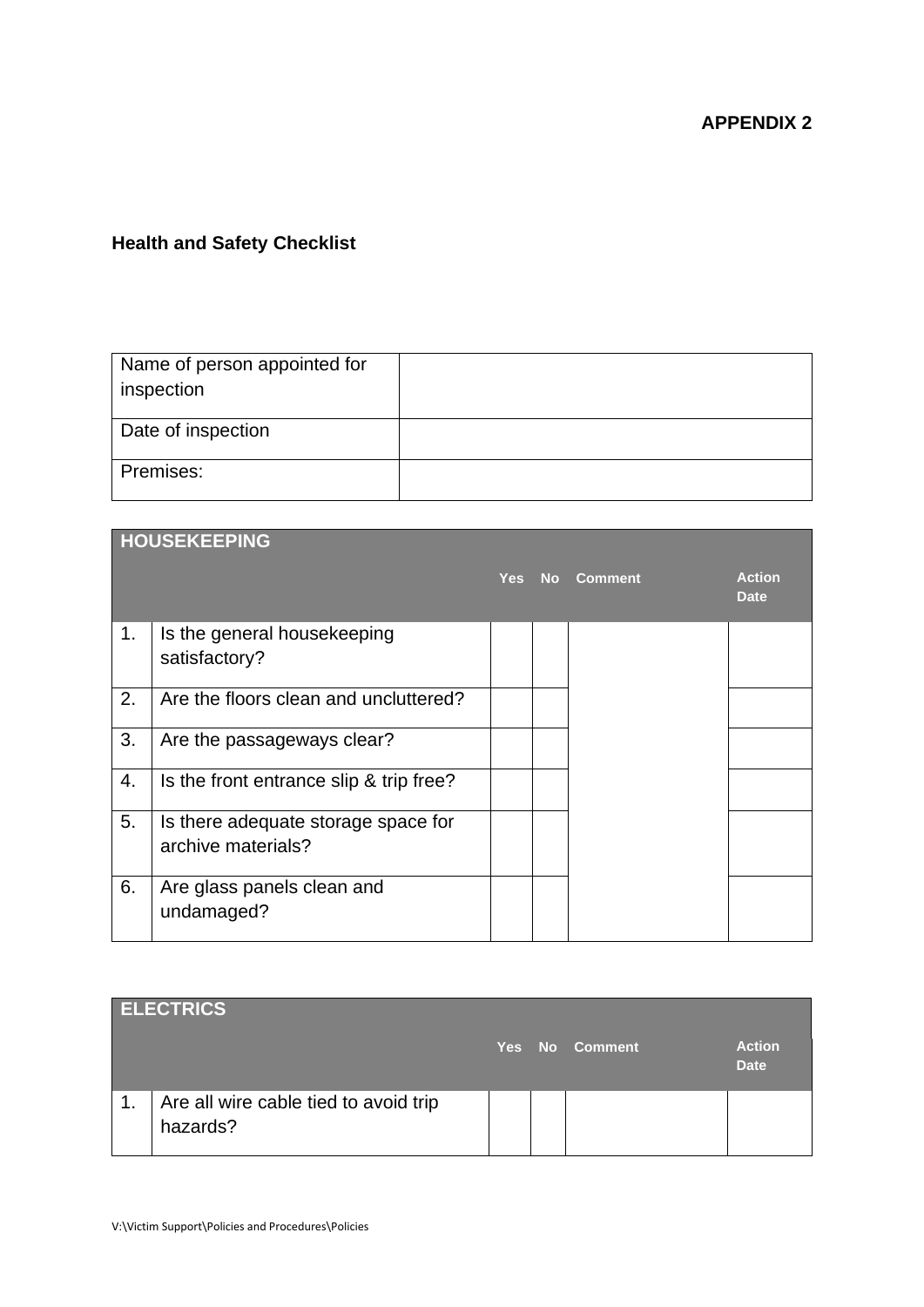**APPENDIX 2**

**Health and Safety Checklist**

| Name of person appointed for inspection | |
|---|---|
| Date of inspection | |
| Premises: | |

| **HOUSEKEEPING** | | | | | |
|---|---|---|---|---|---|
| | | **Yes** | **No** | **Comment** | **Action Date** |
| 1. | Is the general housekeeping satisfactory? | | | | |
| 2. | Are the floors clean and uncluttered? | | | | |
| 3. | Are the passageways clear? | | | | |
| 4. | Is the front entrance slip & trip free? | | | | |
| 5. | Is there adequate storage space for archive materials? | | | | |
| 6. | Are glass panels clean and undamaged? | | | | |

| **ELECTRICS** | | | | | |
|---|---|---|---|---|---|
| | | **Yes** | **No** | **Comment** | **Action Date** |
| 1. | Are all wire cable tied to avoid trip hazards? | | | | |

V:\Victim Support\Policies and Procedures\Policies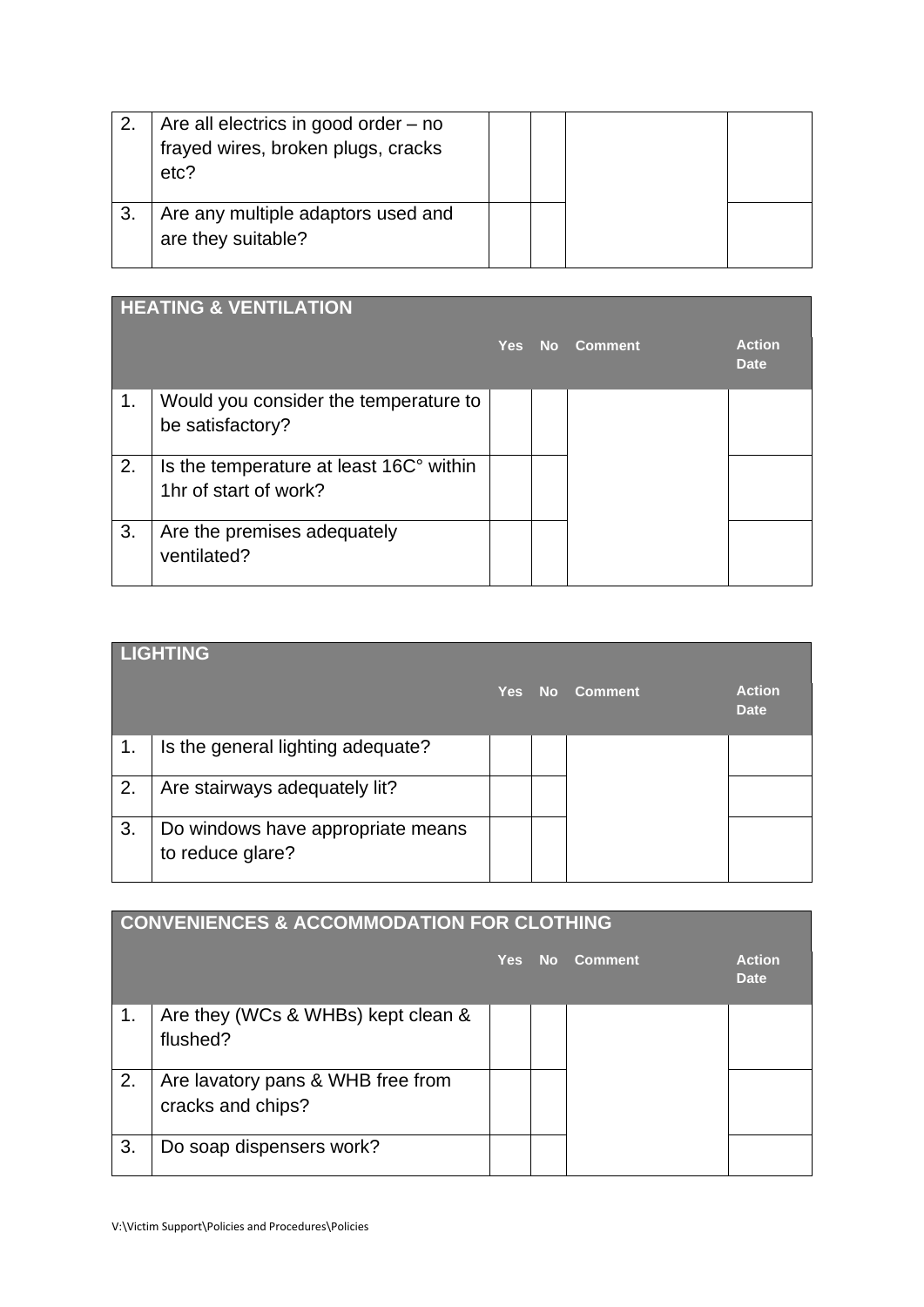| | | | | | |
|---|---|---|---|---|---|
| 2. | Are all electrics in good order – no frayed wires, broken plugs, cracks etc? | | | | |
| 3. | Are any multiple adaptors used and are they suitable? | | | | |

| **HEATING & VENTILATION** | | | | | |
|---|---|---|---|---|---|
| | | **Yes** | **No** | **Comment** | **Action Date** |
| 1. | Would you consider the temperature to be satisfactory? | | | | |
| 2. | Is the temperature at least 16C° within 1hr of start of work? | | | | |
| 3. | Are the premises adequately ventilated? | | | | |

| **LIGHTING** | | | | | |
|---|---|---|---|---|---|
| | | **Yes** | **No** | **Comment** | **Action Date** |
| 1. | Is the general lighting adequate? | | | | |
| 2. | Are stairways adequately lit? | | | | |
| 3. | Do windows have appropriate means to reduce glare? | | | | |

| **CONVENIENCES & ACCOMMODATION FOR CLOTHING** | | | | | |
|---|---|---|---|---|---|
| | | **Yes** | **No** | **Comment** | **Action Date** |
| 1. | Are they (WCs & WHBs) kept clean & flushed? | | | | |
| 2. | Are lavatory pans & WHB free from cracks and chips? | | | | |
| 3. | Do soap dispensers work? | | | | |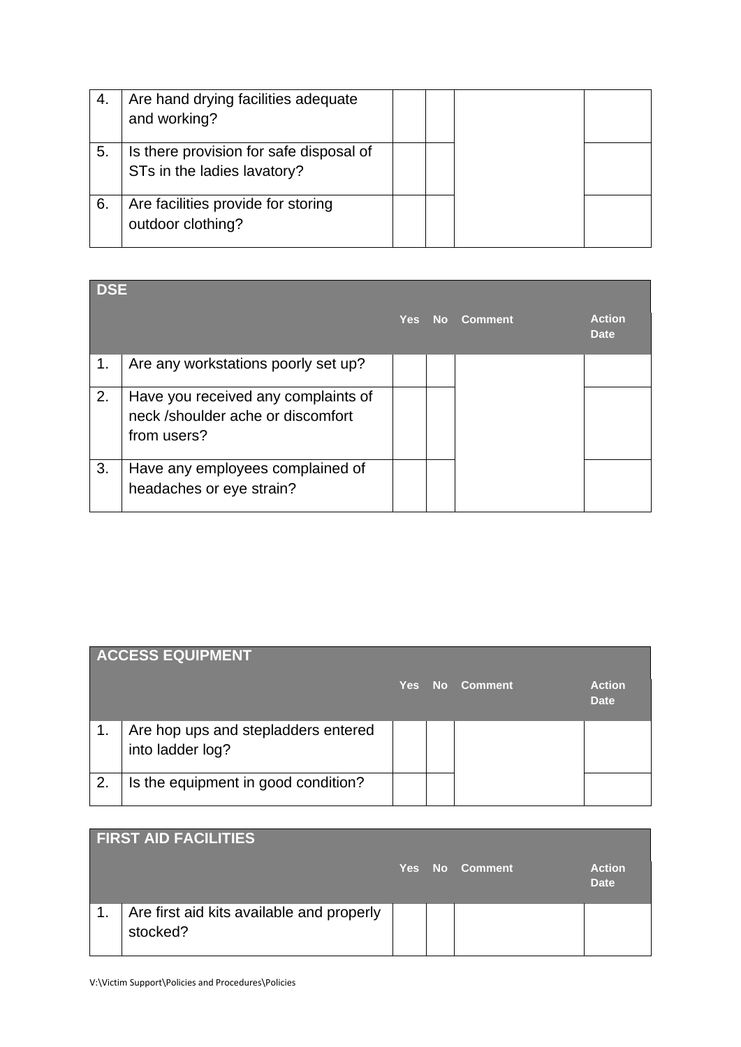| | | | | | |
|---|---|---|---|---|---|
| 4. | Are hand drying facilities adequate and working? | | | | |
| 5. | Is there provision for safe disposal of STs in the ladies lavatory? | | | | |
| 6. | Are facilities provide for storing outdoor clothing? | | | | |

| **DSE** | | | | | |
|---|---|---|---|---|---|
| | | **Yes** | **No** | **Comment** | **Action Date** |
| 1. | Are any workstations poorly set up? | | | | |
| 2. | Have you received any complaints of neck /shoulder ache or discomfort from users? | | | | |
| 3. | Have any employees complained of headaches or eye strain? | | | | |

| **ACCESS EQUIPMENT** | | | | | |
|---|---|---|---|---|---|
| | | **Yes** | **No** | **Comment** | **Action Date** |
| 1. | Are hop ups and stepladders entered into ladder log? | | | | |
| 2. | Is the equipment in good condition? | | | | |

| **FIRST AID FACILITIES** | | | | | |
|---|---|---|---|---|---|
| | | **Yes** | **No** | **Comment** | **Action Date** |
| 1. | Are first aid kits available and properly stocked? | | | | |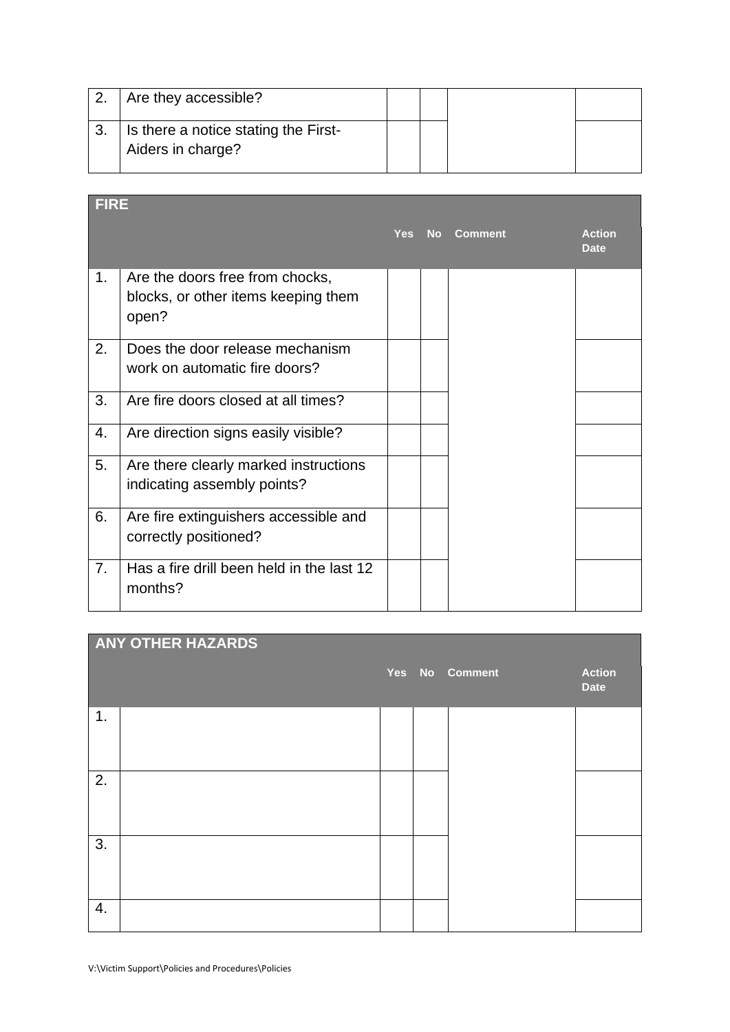| | | Yes | No | Comment | Action Date |
|---|---|---|---|---|---|
| 2. | Are they accessible? | | | | |
| 3. | Is there a notice stating the First-Aiders in charge? | | | | |

| FIRE | | | | | |
|---|---|---|---|---|---|
| | | Yes | No | Comment | Action Date |
| 1. | Are the doors free from chocks, blocks, or other items keeping them open? | | | | |
| 2. | Does the door release mechanism work on automatic fire doors? | | | | |
| 3. | Are fire doors closed at all times? | | | | |
| 4. | Are direction signs easily visible? | | | | |
| 5. | Are there clearly marked instructions indicating assembly points? | | | | |
| 6. | Are fire extinguishers accessible and correctly positioned? | | | | |
| 7. | Has a fire drill been held in the last 12 months? | | | | |

| ANY OTHER HAZARDS | | | | | |
|---|---|---|---|---|---|
| | | Yes | No | Comment | Action Date |
| 1. | | | | | |
| 2. | | | | | |
| 3. | | | | | |
| 4. | | | | | |

V:\Victim Support\Policies and Procedures\Policies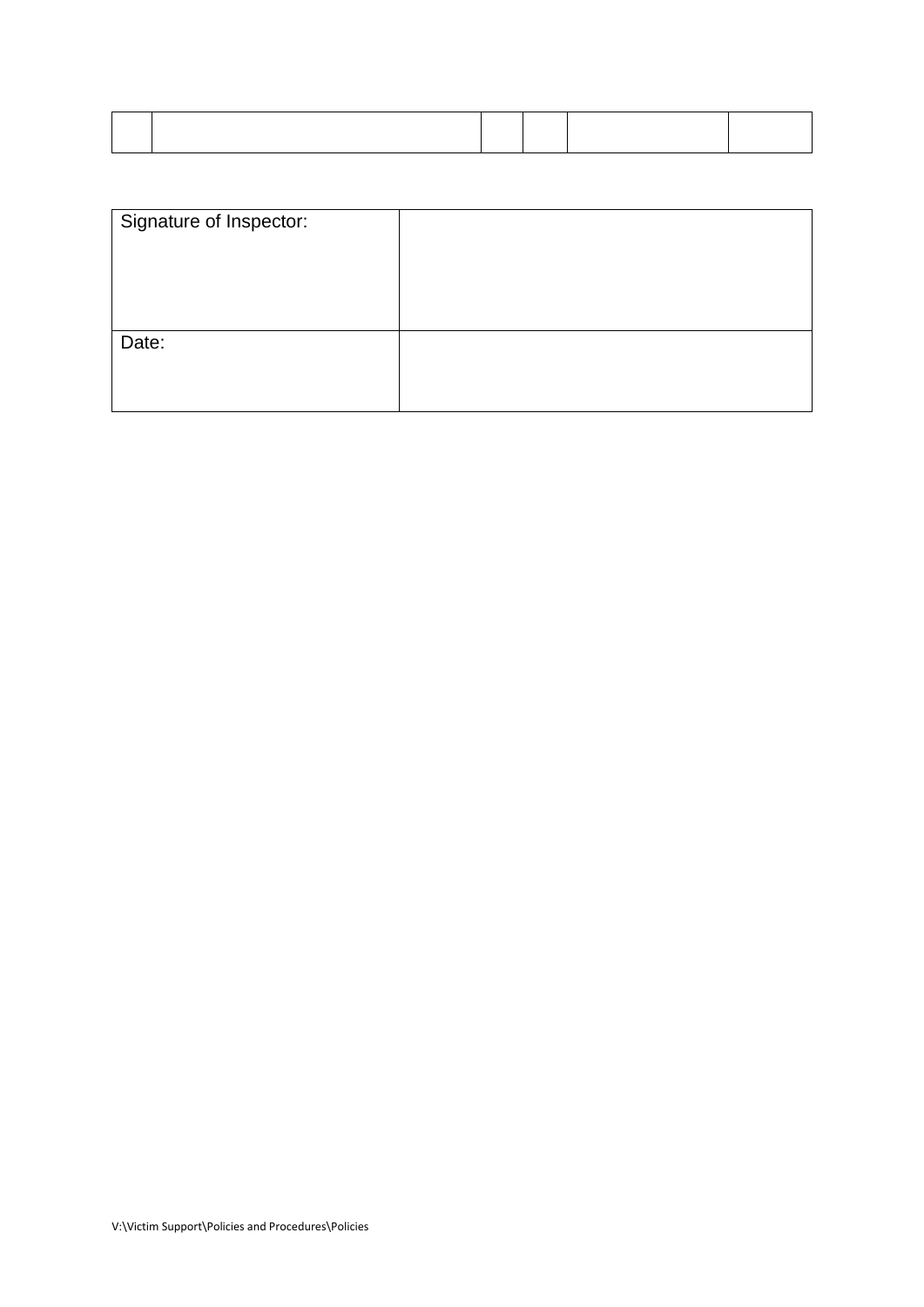| | | | | | |
|---|---|---|---|---|---|
| | | | | | |

| | |
|---|---|
| Signature of Inspector: | |
| Date: | |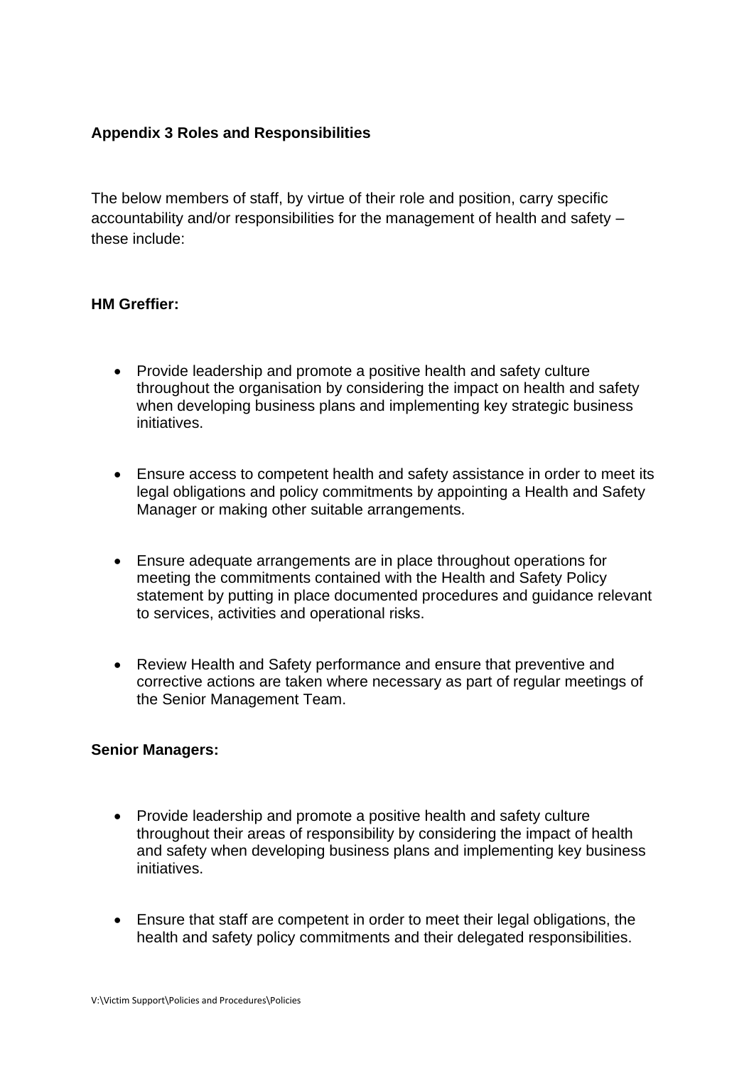**Appendix 3 Roles and Responsibilities**

The below members of staff, by virtue of their role and position, carry specific accountability and/or responsibilities for the management of health and safety – these include:

**HM Greffier:**

- Provide leadership and promote a positive health and safety culture throughout the organisation by considering the impact on health and safety when developing business plans and implementing key strategic business initiatives.
- Ensure access to competent health and safety assistance in order to meet its legal obligations and policy commitments by appointing a Health and Safety Manager or making other suitable arrangements.
- Ensure adequate arrangements are in place throughout operations for meeting the commitments contained with the Health and Safety Policy statement by putting in place documented procedures and guidance relevant to services, activities and operational risks.
- Review Health and Safety performance and ensure that preventive and corrective actions are taken where necessary as part of regular meetings of the Senior Management Team.

**Senior Managers:**

- Provide leadership and promote a positive health and safety culture throughout their areas of responsibility by considering the impact of health and safety when developing business plans and implementing key business initiatives.
- Ensure that staff are competent in order to meet their legal obligations, the health and safety policy commitments and their delegated responsibilities.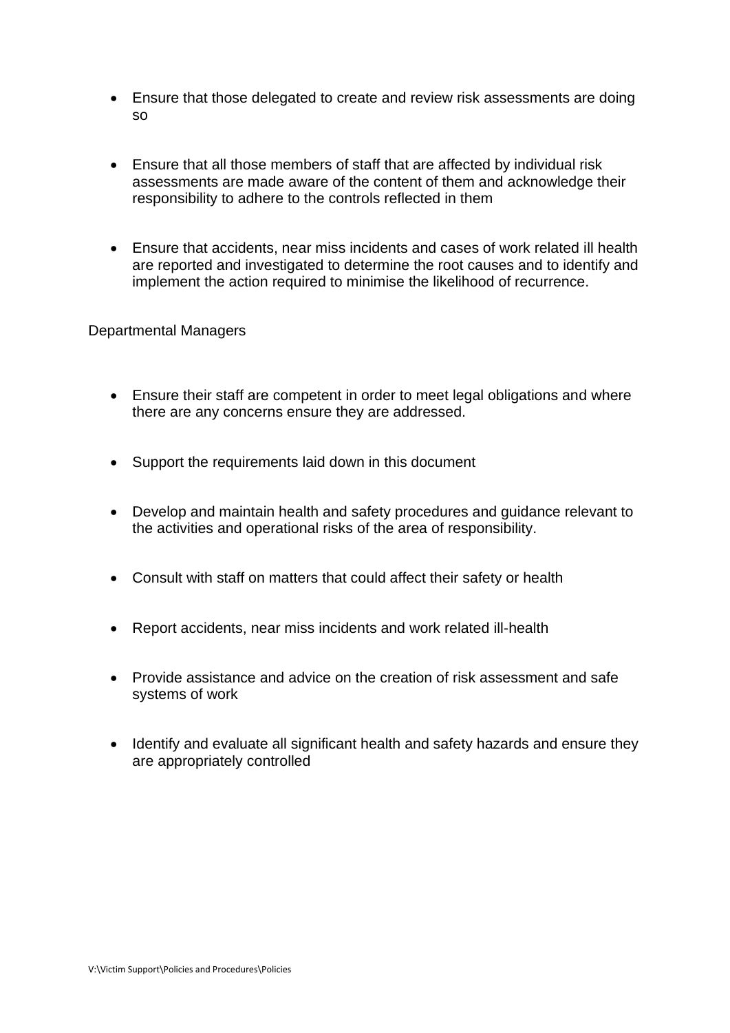- Ensure that those delegated to create and review risk assessments are doing so

- Ensure that all those members of staff that are affected by individual risk assessments are made aware of the content of them and acknowledge their responsibility to adhere to the controls reflected in them

- Ensure that accidents, near miss incidents and cases of work related ill health are reported and investigated to determine the root causes and to identify and implement the action required to minimise the likelihood of recurrence.

Departmental Managers

- Ensure their staff are competent in order to meet legal obligations and where there are any concerns ensure they are addressed.

- Support the requirements laid down in this document

- Develop and maintain health and safety procedures and guidance relevant to the activities and operational risks of the area of responsibility.

- Consult with staff on matters that could affect their safety or health

- Report accidents, near miss incidents and work related ill-health

- Provide assistance and advice on the creation of risk assessment and safe systems of work

- Identify and evaluate all significant health and safety hazards and ensure they are appropriately controlled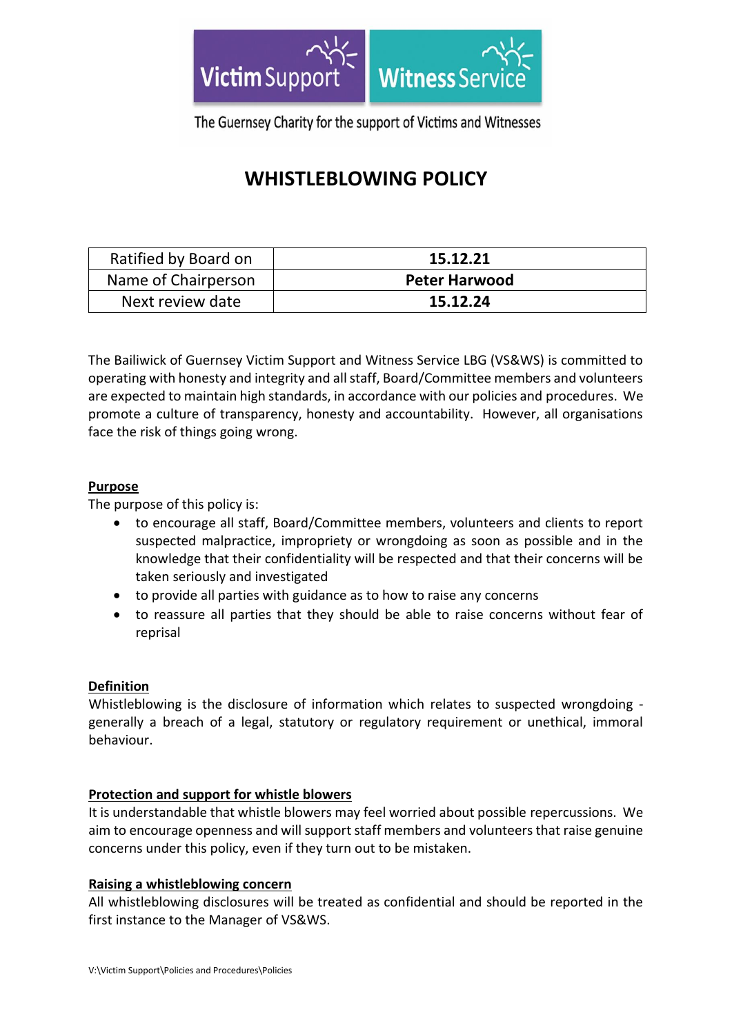Victim Support | Witness Service

The Guernsey Charity for the support of Victims and Witnesses

# WHISTLEBLOWING POLICY

| Ratified by Board on | **15.12.21** |
|---|---|
| Name of Chairperson | **Peter Harwood** |
| Next review date | **15.12.24** |

The Bailiwick of Guernsey Victim Support and Witness Service LBG (VS&WS) is committed to operating with honesty and integrity and all staff, Board/Committee members and volunteers are expected to maintain high standards, in accordance with our policies and procedures. We promote a culture of transparency, honesty and accountability. However, all organisations face the risk of things going wrong.

**Purpose**

The purpose of this policy is:

- to encourage all staff, Board/Committee members, volunteers and clients to report suspected malpractice, impropriety or wrongdoing as soon as possible and in the knowledge that their confidentiality will be respected and that their concerns will be taken seriously and investigated
- to provide all parties with guidance as to how to raise any concerns
- to reassure all parties that they should be able to raise concerns without fear of reprisal

**Definition**

Whistleblowing is the disclosure of information which relates to suspected wrongdoing - generally a breach of a legal, statutory or regulatory requirement or unethical, immoral behaviour.

**Protection and support for whistle blowers**

It is understandable that whistle blowers may feel worried about possible repercussions. We aim to encourage openness and will support staff members and volunteers that raise genuine concerns under this policy, even if they turn out to be mistaken.

**Raising a whistleblowing concern**

All whistleblowing disclosures will be treated as confidential and should be reported in the first instance to the Manager of VS&WS.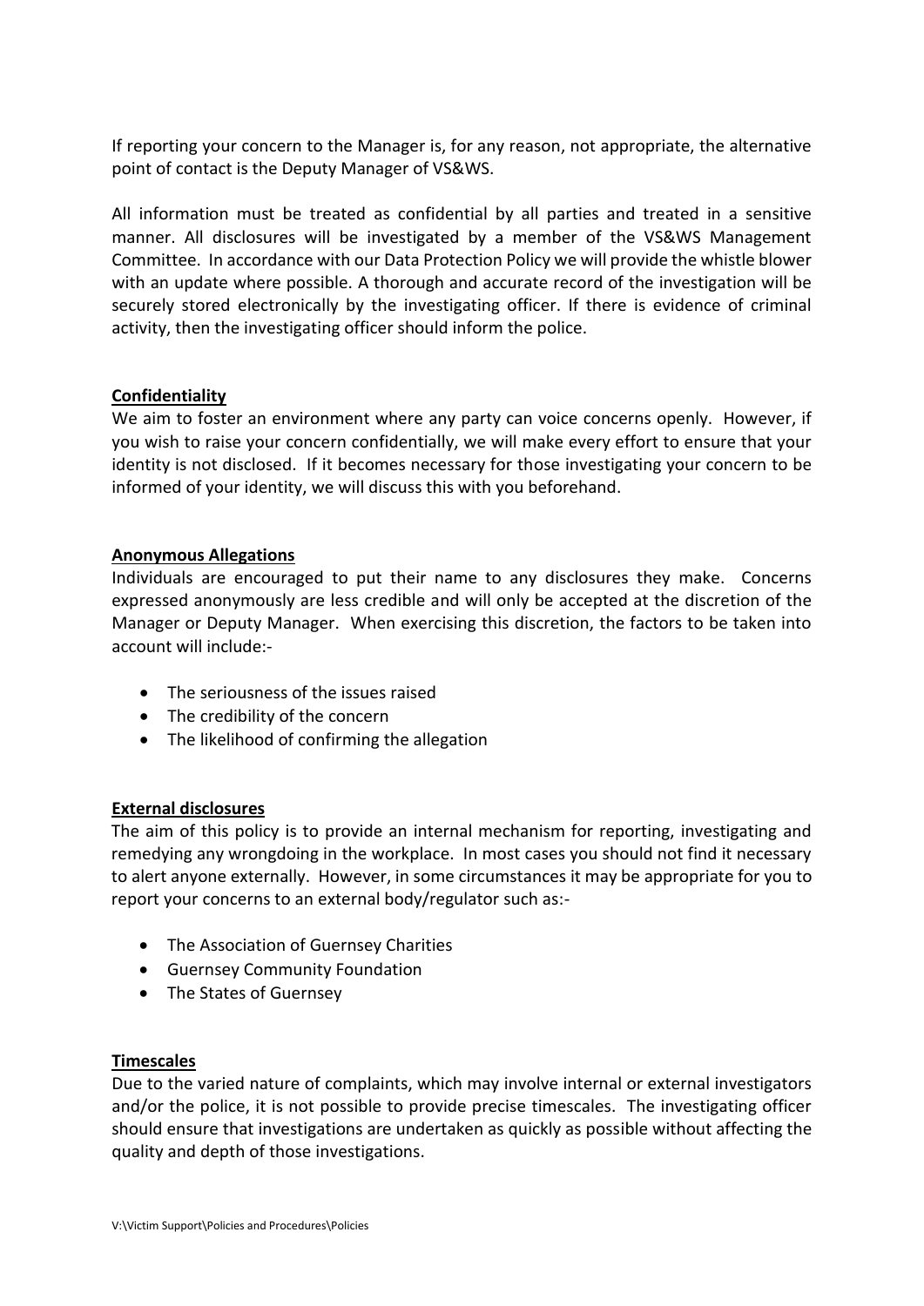If reporting your concern to the Manager is, for any reason, not appropriate, the alternative point of contact is the Deputy Manager of VS&WS.

All information must be treated as confidential by all parties and treated in a sensitive manner. All disclosures will be investigated by a member of the VS&WS Management Committee. In accordance with our Data Protection Policy we will provide the whistle blower with an update where possible. A thorough and accurate record of the investigation will be securely stored electronically by the investigating officer. If there is evidence of criminal activity, then the investigating officer should inform the police.

**Confidentiality**

We aim to foster an environment where any party can voice concerns openly. However, if you wish to raise your concern confidentially, we will make every effort to ensure that your identity is not disclosed. If it becomes necessary for those investigating your concern to be informed of your identity, we will discuss this with you beforehand.

**Anonymous Allegations**

Individuals are encouraged to put their name to any disclosures they make. Concerns expressed anonymously are less credible and will only be accepted at the discretion of the Manager or Deputy Manager. When exercising this discretion, the factors to be taken into account will include:-

- The seriousness of the issues raised
- The credibility of the concern
- The likelihood of confirming the allegation

**External disclosures**

The aim of this policy is to provide an internal mechanism for reporting, investigating and remedying any wrongdoing in the workplace. In most cases you should not find it necessary to alert anyone externally. However, in some circumstances it may be appropriate for you to report your concerns to an external body/regulator such as:-

- The Association of Guernsey Charities
- Guernsey Community Foundation
- The States of Guernsey

**Timescales**

Due to the varied nature of complaints, which may involve internal or external investigators and/or the police, it is not possible to provide precise timescales. The investigating officer should ensure that investigations are undertaken as quickly as possible without affecting the quality and depth of those investigations.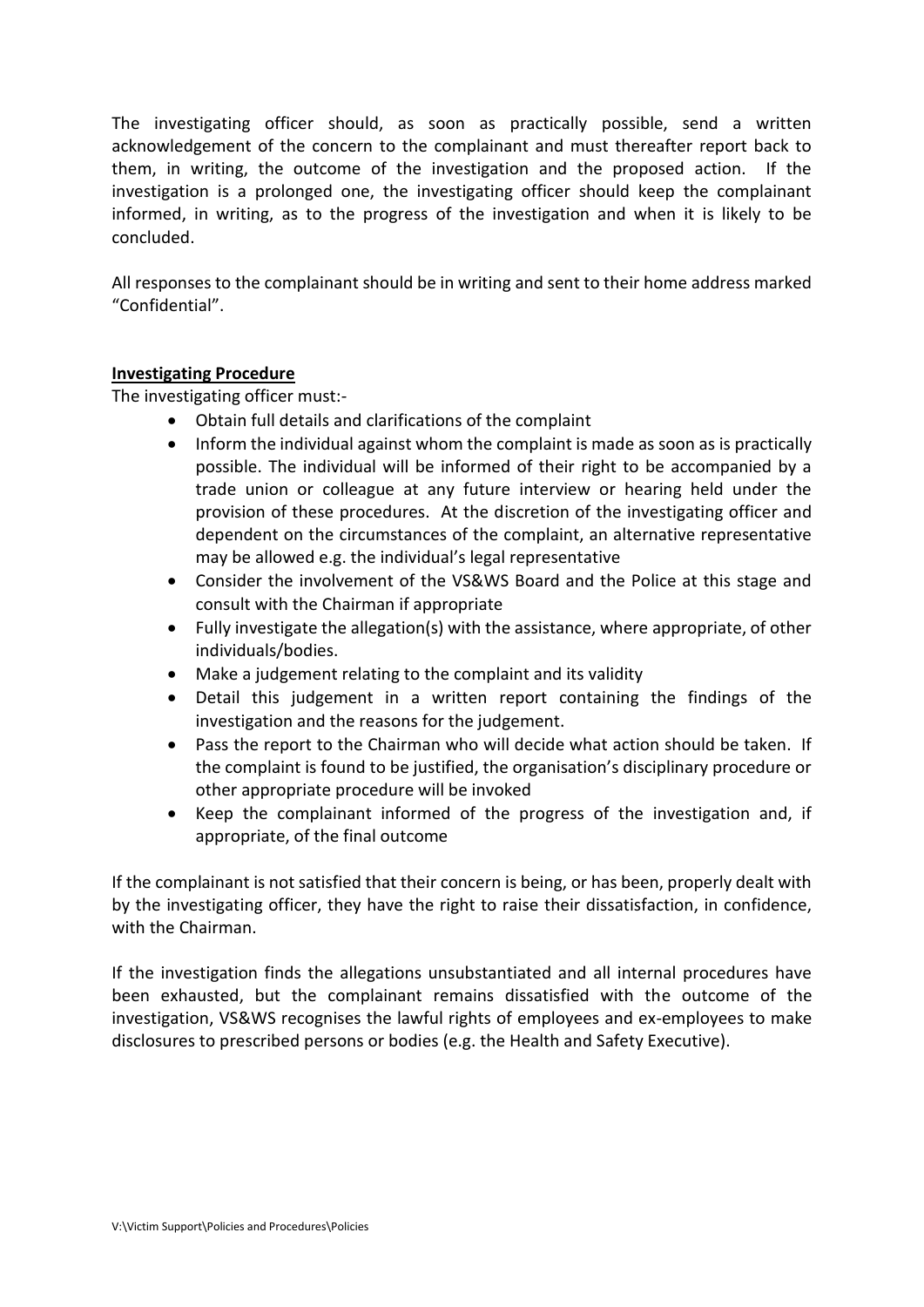The investigating officer should, as soon as practically possible, send a written acknowledgement of the concern to the complainant and must thereafter report back to them, in writing, the outcome of the investigation and the proposed action. If the investigation is a prolonged one, the investigating officer should keep the complainant informed, in writing, as to the progress of the investigation and when it is likely to be concluded.

All responses to the complainant should be in writing and sent to their home address marked "Confidential".

**Investigating Procedure**

The investigating officer must:-

- Obtain full details and clarifications of the complaint
- Inform the individual against whom the complaint is made as soon as is practically possible. The individual will be informed of their right to be accompanied by a trade union or colleague at any future interview or hearing held under the provision of these procedures. At the discretion of the investigating officer and dependent on the circumstances of the complaint, an alternative representative may be allowed e.g. the individual's legal representative
- Consider the involvement of the VS&WS Board and the Police at this stage and consult with the Chairman if appropriate
- Fully investigate the allegation(s) with the assistance, where appropriate, of other individuals/bodies.
- Make a judgement relating to the complaint and its validity
- Detail this judgement in a written report containing the findings of the investigation and the reasons for the judgement.
- Pass the report to the Chairman who will decide what action should be taken. If the complaint is found to be justified, the organisation's disciplinary procedure or other appropriate procedure will be invoked
- Keep the complainant informed of the progress of the investigation and, if appropriate, of the final outcome

If the complainant is not satisfied that their concern is being, or has been, properly dealt with by the investigating officer, they have the right to raise their dissatisfaction, in confidence, with the Chairman.

If the investigation finds the allegations unsubstantiated and all internal procedures have been exhausted, but the complainant remains dissatisfied with the outcome of the investigation, VS&WS recognises the lawful rights of employees and ex-employees to make disclosures to prescribed persons or bodies (e.g. the Health and Safety Executive).